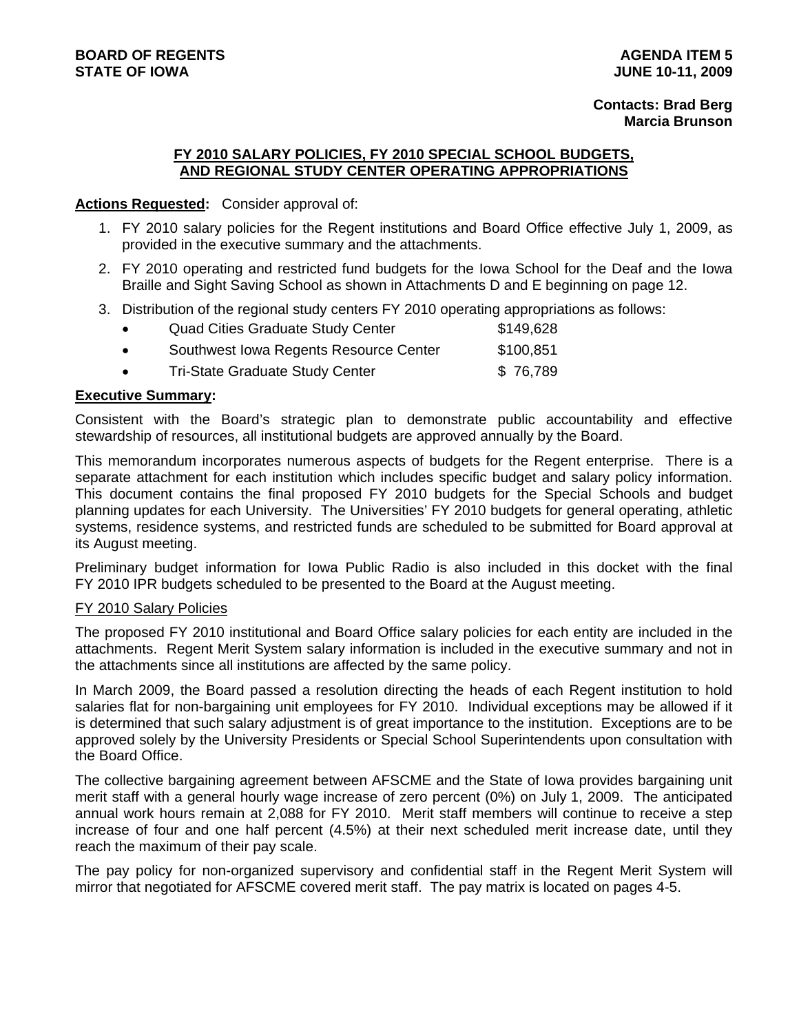**BOARD OF REGENTS**
**STATE OF IOWA**

**AGENDA ITEM 5**
**JUNE 10-11, 2009**

**Contacts: Brad Berg**
**Marcia Brunson**

## FY 2010 SALARY POLICIES, FY 2010 SPECIAL SCHOOL BUDGETS, AND REGIONAL STUDY CENTER OPERATING APPROPRIATIONS

**Actions Requested:** Consider approval of:

1. FY 2010 salary policies for the Regent institutions and Board Office effective July 1, 2009, as provided in the executive summary and the attachments.
2. FY 2010 operating and restricted fund budgets for the Iowa School for the Deaf and the Iowa Braille and Sight Saving School as shown in Attachments D and E beginning on page 12.
3. Distribution of the regional study centers FY 2010 operating appropriations as follows:
   - Quad Cities Graduate Study Center $149,628
   - Southwest Iowa Regents Resource Center $100,851
   - Tri-State Graduate Study Center $ 76,789

**Executive Summary:**

Consistent with the Board's strategic plan to demonstrate public accountability and effective stewardship of resources, all institutional budgets are approved annually by the Board.

This memorandum incorporates numerous aspects of budgets for the Regent enterprise. There is a separate attachment for each institution which includes specific budget and salary policy information. This document contains the final proposed FY 2010 budgets for the Special Schools and budget planning updates for each University. The Universities' FY 2010 budgets for general operating, athletic systems, residence systems, and restricted funds are scheduled to be submitted for Board approval at its August meeting.

Preliminary budget information for Iowa Public Radio is also included in this docket with the final FY 2010 IPR budgets scheduled to be presented to the Board at the August meeting.

### FY 2010 Salary Policies

The proposed FY 2010 institutional and Board Office salary policies for each entity are included in the attachments. Regent Merit System salary information is included in the executive summary and not in the attachments since all institutions are affected by the same policy.

In March 2009, the Board passed a resolution directing the heads of each Regent institution to hold salaries flat for non-bargaining unit employees for FY 2010. Individual exceptions may be allowed if it is determined that such salary adjustment is of great importance to the institution. Exceptions are to be approved solely by the University Presidents or Special School Superintendents upon consultation with the Board Office.

The collective bargaining agreement between AFSCME and the State of Iowa provides bargaining unit merit staff with a general hourly wage increase of zero percent (0%) on July 1, 2009. The anticipated annual work hours remain at 2,088 for FY 2010. Merit staff members will continue to receive a step increase of four and one half percent (4.5%) at their next scheduled merit increase date, until they reach the maximum of their pay scale.

The pay policy for non-organized supervisory and confidential staff in the Regent Merit System will mirror that negotiated for AFSCME covered merit staff. The pay matrix is located on pages 4-5.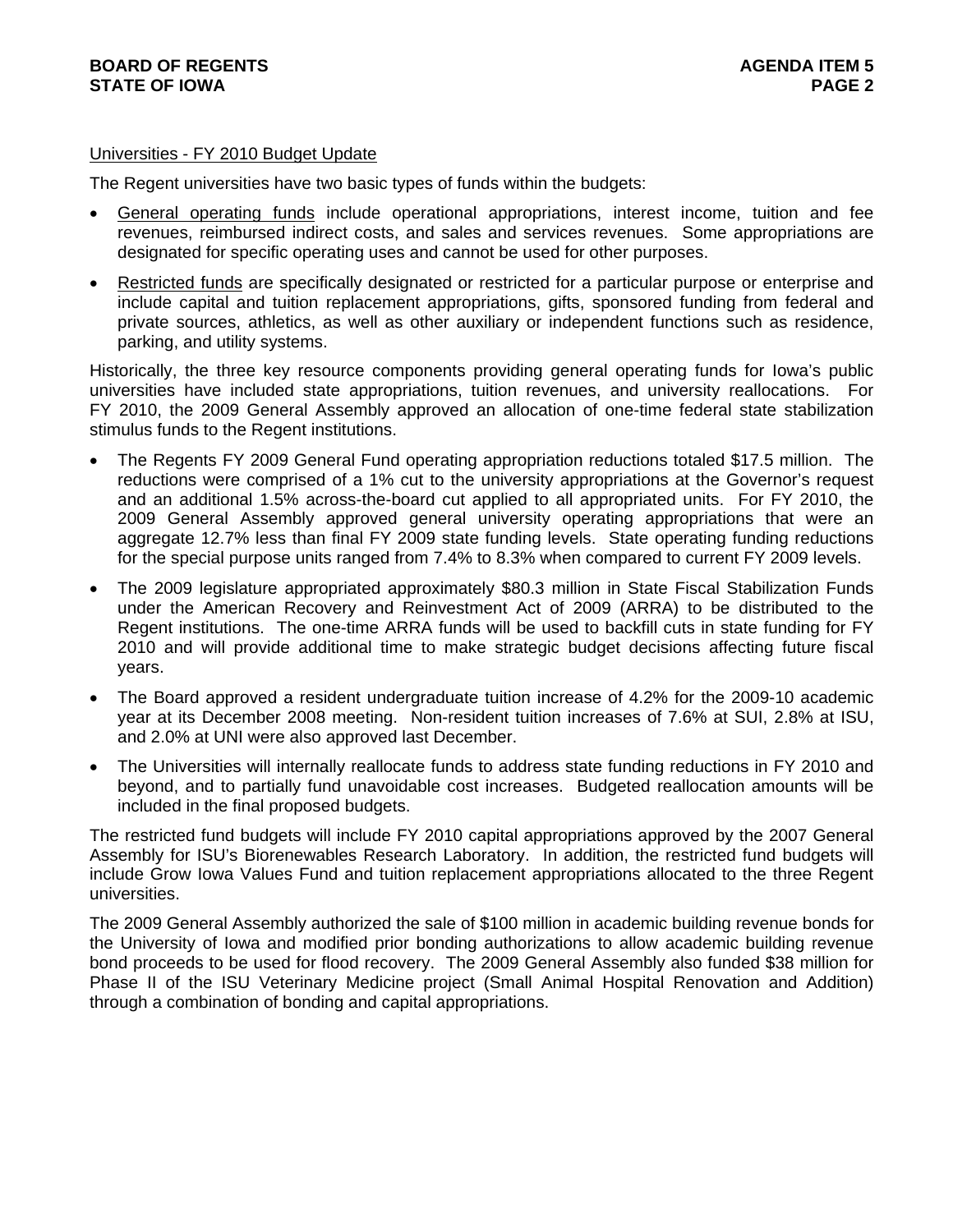## Universities - FY 2010 Budget Update

The Regent universities have two basic types of funds within the budgets:

- General operating funds include operational appropriations, interest income, tuition and fee revenues, reimbursed indirect costs, and sales and services revenues. Some appropriations are designated for specific operating uses and cannot be used for other purposes.
- Restricted funds are specifically designated or restricted for a particular purpose or enterprise and include capital and tuition replacement appropriations, gifts, sponsored funding from federal and private sources, athletics, as well as other auxiliary or independent functions such as residence, parking, and utility systems.

Historically, the three key resource components providing general operating funds for Iowa's public universities have included state appropriations, tuition revenues, and university reallocations. For FY 2010, the 2009 General Assembly approved an allocation of one-time federal state stabilization stimulus funds to the Regent institutions.

- The Regents FY 2009 General Fund operating appropriation reductions totaled $17.5 million. The reductions were comprised of a 1% cut to the university appropriations at the Governor's request and an additional 1.5% across-the-board cut applied to all appropriated units. For FY 2010, the 2009 General Assembly approved general university operating appropriations that were an aggregate 12.7% less than final FY 2009 state funding levels. State operating funding reductions for the special purpose units ranged from 7.4% to 8.3% when compared to current FY 2009 levels.
- The 2009 legislature appropriated approximately $80.3 million in State Fiscal Stabilization Funds under the American Recovery and Reinvestment Act of 2009 (ARRA) to be distributed to the Regent institutions. The one-time ARRA funds will be used to backfill cuts in state funding for FY 2010 and will provide additional time to make strategic budget decisions affecting future fiscal years.
- The Board approved a resident undergraduate tuition increase of 4.2% for the 2009-10 academic year at its December 2008 meeting. Non-resident tuition increases of 7.6% at SUI, 2.8% at ISU, and 2.0% at UNI were also approved last December.
- The Universities will internally reallocate funds to address state funding reductions in FY 2010 and beyond, and to partially fund unavoidable cost increases. Budgeted reallocation amounts will be included in the final proposed budgets.

The restricted fund budgets will include FY 2010 capital appropriations approved by the 2007 General Assembly for ISU's Biorenewables Research Laboratory. In addition, the restricted fund budgets will include Grow Iowa Values Fund and tuition replacement appropriations allocated to the three Regent universities.

The 2009 General Assembly authorized the sale of $100 million in academic building revenue bonds for the University of Iowa and modified prior bonding authorizations to allow academic building revenue bond proceeds to be used for flood recovery. The 2009 General Assembly also funded $38 million for Phase II of the ISU Veterinary Medicine project (Small Animal Hospital Renovation and Addition) through a combination of bonding and capital appropriations.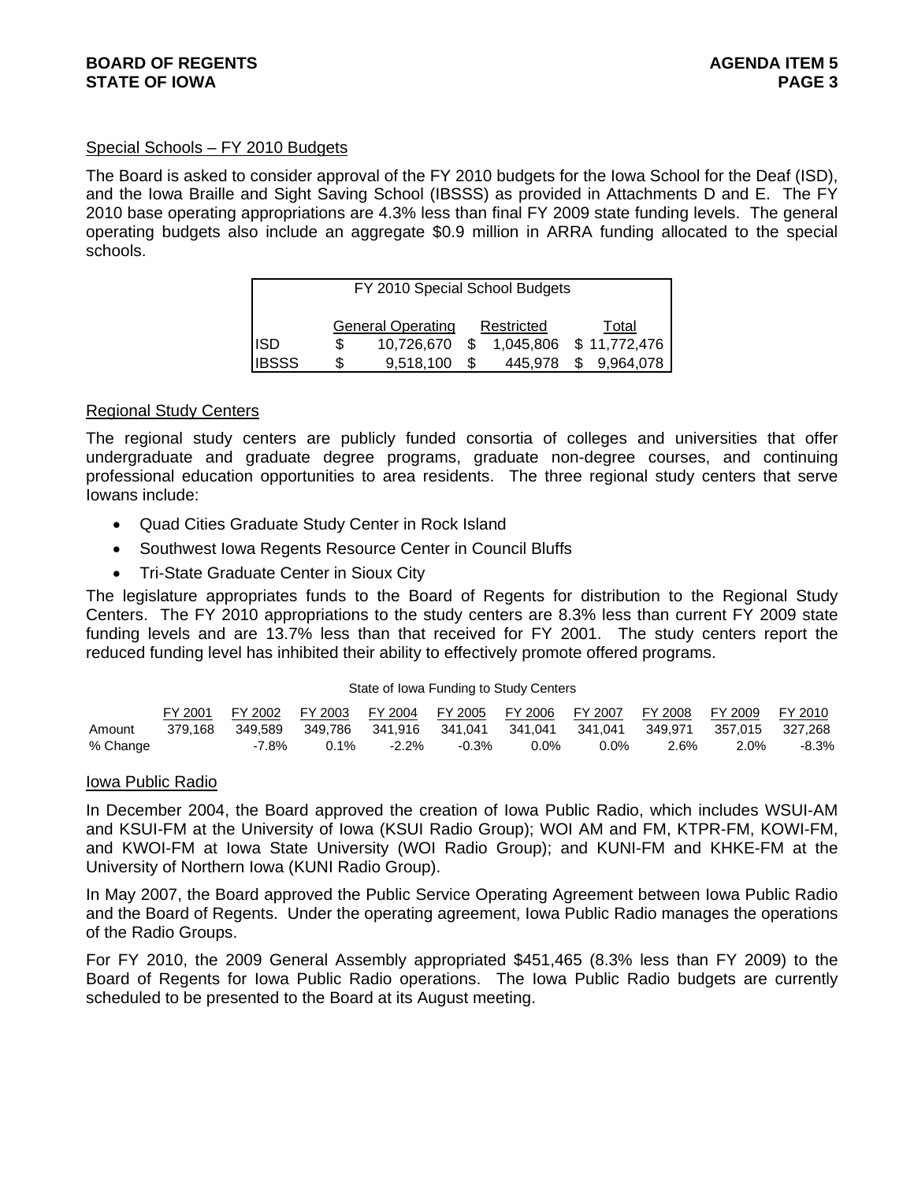Special Schools – FY 2010 Budgets

The Board is asked to consider approval of the FY 2010 budgets for the Iowa School for the Deaf (ISD), and the Iowa Braille and Sight Saving School (IBSSS) as provided in Attachments D and E. The FY 2010 base operating appropriations are 4.3% less than final FY 2009 state funding levels. The general operating budgets also include an aggregate $0.9 million in ARRA funding allocated to the special schools.

FY 2010 Special School Budgets

| | General Operating | Restricted | Total |
|---|---|---|---|
| ISD | $ 10,726,670 | $ 1,045,806 | $ 11,772,476 |
| IBSSS | $ 9,518,100 | $ 445,978 | $ 9,964,078 |

Regional Study Centers

The regional study centers are publicly funded consortia of colleges and universities that offer undergraduate and graduate degree programs, graduate non-degree courses, and continuing professional education opportunities to area residents. The three regional study centers that serve Iowans include:

- Quad Cities Graduate Study Center in Rock Island
- Southwest Iowa Regents Resource Center in Council Bluffs
- Tri-State Graduate Center in Sioux City

The legislature appropriates funds to the Board of Regents for distribution to the Regional Study Centers. The FY 2010 appropriations to the study centers are 8.3% less than current FY 2009 state funding levels and are 13.7% less than that received for FY 2001. The study centers report the reduced funding level has inhibited their ability to effectively promote offered programs.

State of Iowa Funding to Study Centers

| | FY 2001 | FY 2002 | FY 2003 | FY 2004 | FY 2005 | FY 2006 | FY 2007 | FY 2008 | FY 2009 | FY 2010 |
|---|---|---|---|---|---|---|---|---|---|---|
| Amount | 379,168 | 349,589 | 349,786 | 341,916 | 341,041 | 341,041 | 341,041 | 349,971 | 357,015 | 327,268 |
| % Change | | -7.8% | 0.1% | -2.2% | -0.3% | 0.0% | 0.0% | 2.6% | 2.0% | -8.3% |

Iowa Public Radio

In December 2004, the Board approved the creation of Iowa Public Radio, which includes WSUI-AM and KSUI-FM at the University of Iowa (KSUI Radio Group); WOI AM and FM, KTPR-FM, KOWI-FM, and KWOI-FM at Iowa State University (WOI Radio Group); and KUNI-FM and KHKE-FM at the University of Northern Iowa (KUNI Radio Group).

In May 2007, the Board approved the Public Service Operating Agreement between Iowa Public Radio and the Board of Regents. Under the operating agreement, Iowa Public Radio manages the operations of the Radio Groups.

For FY 2010, the 2009 General Assembly appropriated $451,465 (8.3% less than FY 2009) to the Board of Regents for Iowa Public Radio operations. The Iowa Public Radio budgets are currently scheduled to be presented to the Board at its August meeting.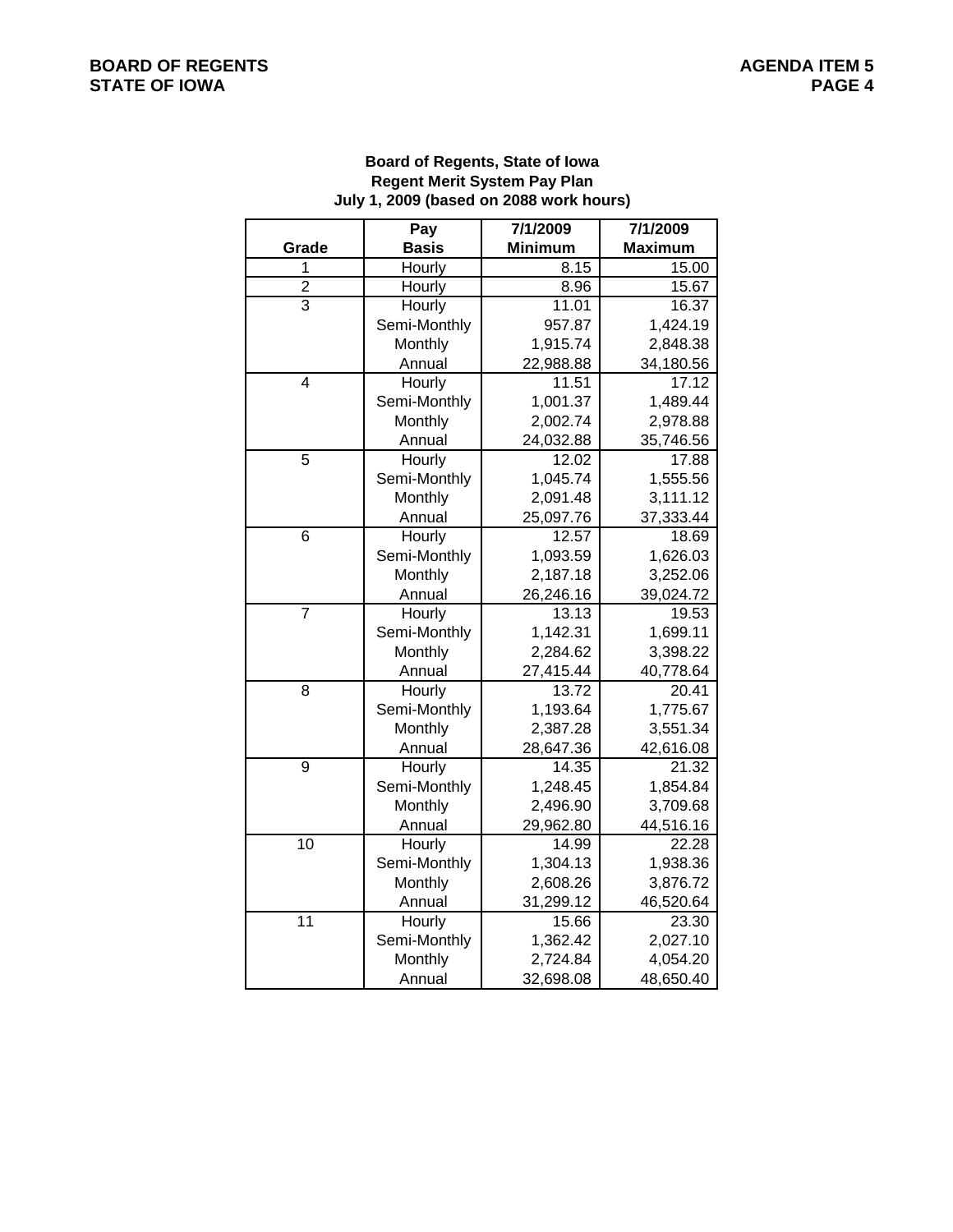**Board of Regents, State of Iowa**
**Regent Merit System Pay Plan**
**July 1, 2009 (based on 2088 work hours)**

| Grade | Pay Basis | 7/1/2009 Minimum | 7/1/2009 Maximum |
|---|---|---|---|
| 1 | Hourly | 8.15 | 15.00 |
| 2 | Hourly | 8.96 | 15.67 |
| 3 | Hourly | 11.01 | 16.37 |
| | Semi-Monthly | 957.87 | 1,424.19 |
| | Monthly | 1,915.74 | 2,848.38 |
| | Annual | 22,988.88 | 34,180.56 |
| 4 | Hourly | 11.51 | 17.12 |
| | Semi-Monthly | 1,001.37 | 1,489.44 |
| | Monthly | 2,002.74 | 2,978.88 |
| | Annual | 24,032.88 | 35,746.56 |
| 5 | Hourly | 12.02 | 17.88 |
| | Semi-Monthly | 1,045.74 | 1,555.56 |
| | Monthly | 2,091.48 | 3,111.12 |
| | Annual | 25,097.76 | 37,333.44 |
| 6 | Hourly | 12.57 | 18.69 |
| | Semi-Monthly | 1,093.59 | 1,626.03 |
| | Monthly | 2,187.18 | 3,252.06 |
| | Annual | 26,246.16 | 39,024.72 |
| 7 | Hourly | 13.13 | 19.53 |
| | Semi-Monthly | 1,142.31 | 1,699.11 |
| | Monthly | 2,284.62 | 3,398.22 |
| | Annual | 27,415.44 | 40,778.64 |
| 8 | Hourly | 13.72 | 20.41 |
| | Semi-Monthly | 1,193.64 | 1,775.67 |
| | Monthly | 2,387.28 | 3,551.34 |
| | Annual | 28,647.36 | 42,616.08 |
| 9 | Hourly | 14.35 | 21.32 |
| | Semi-Monthly | 1,248.45 | 1,854.84 |
| | Monthly | 2,496.90 | 3,709.68 |
| | Annual | 29,962.80 | 44,516.16 |
| 10 | Hourly | 14.99 | 22.28 |
| | Semi-Monthly | 1,304.13 | 1,938.36 |
| | Monthly | 2,608.26 | 3,876.72 |
| | Annual | 31,299.12 | 46,520.64 |
| 11 | Hourly | 15.66 | 23.30 |
| | Semi-Monthly | 1,362.42 | 2,027.10 |
| | Monthly | 2,724.84 | 4,054.20 |
| | Annual | 32,698.08 | 48,650.40 |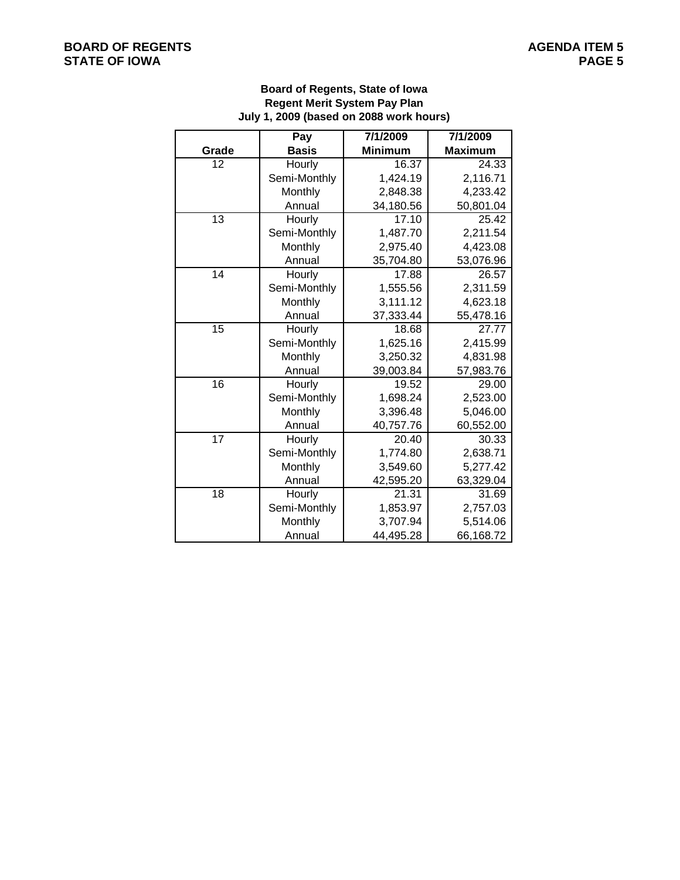**Board of Regents, State of Iowa**
**Regent Merit System Pay Plan**
**July 1, 2009 (based on 2088 work hours)**

| Grade | Pay Basis | 7/1/2009 Minimum | 7/1/2009 Maximum |
|---|---|---|---|
| 12 | Hourly | 16.37 | 24.33 |
| | Semi-Monthly | 1,424.19 | 2,116.71 |
| | Monthly | 2,848.38 | 4,233.42 |
| | Annual | 34,180.56 | 50,801.04 |
| 13 | Hourly | 17.10 | 25.42 |
| | Semi-Monthly | 1,487.70 | 2,211.54 |
| | Monthly | 2,975.40 | 4,423.08 |
| | Annual | 35,704.80 | 53,076.96 |
| 14 | Hourly | 17.88 | 26.57 |
| | Semi-Monthly | 1,555.56 | 2,311.59 |
| | Monthly | 3,111.12 | 4,623.18 |
| | Annual | 37,333.44 | 55,478.16 |
| 15 | Hourly | 18.68 | 27.77 |
| | Semi-Monthly | 1,625.16 | 2,415.99 |
| | Monthly | 3,250.32 | 4,831.98 |
| | Annual | 39,003.84 | 57,983.76 |
| 16 | Hourly | 19.52 | 29.00 |
| | Semi-Monthly | 1,698.24 | 2,523.00 |
| | Monthly | 3,396.48 | 5,046.00 |
| | Annual | 40,757.76 | 60,552.00 |
| 17 | Hourly | 20.40 | 30.33 |
| | Semi-Monthly | 1,774.80 | 2,638.71 |
| | Monthly | 3,549.60 | 5,277.42 |
| | Annual | 42,595.20 | 63,329.04 |
| 18 | Hourly | 21.31 | 31.69 |
| | Semi-Monthly | 1,853.97 | 2,757.03 |
| | Monthly | 3,707.94 | 5,514.06 |
| | Annual | 44,495.28 | 66,168.72 |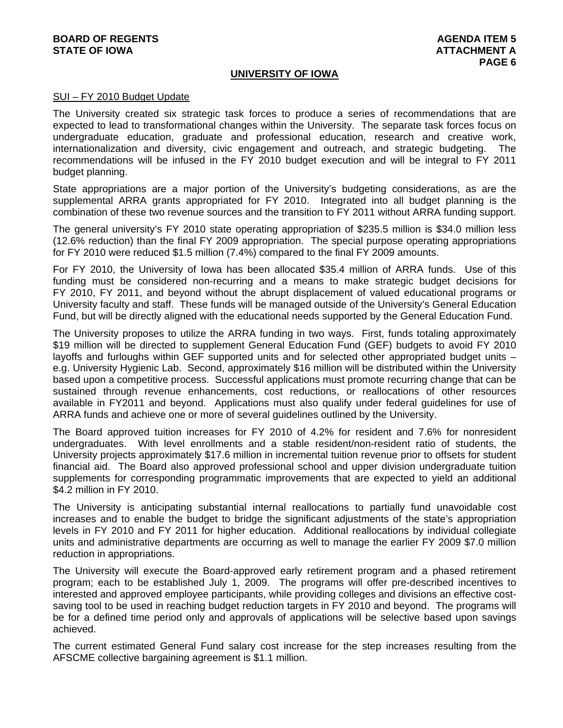## UNIVERSITY OF IOWA

SUI – FY 2010 Budget Update

The University created six strategic task forces to produce a series of recommendations that are expected to lead to transformational changes within the University. The separate task forces focus on undergraduate education, graduate and professional education, research and creative work, internationalization and diversity, civic engagement and outreach, and strategic budgeting. The recommendations will be infused in the FY 2010 budget execution and will be integral to FY 2011 budget planning.

State appropriations are a major portion of the University's budgeting considerations, as are the supplemental ARRA grants appropriated for FY 2010. Integrated into all budget planning is the combination of these two revenue sources and the transition to FY 2011 without ARRA funding support.

The general university's FY 2010 state operating appropriation of $235.5 million is $34.0 million less (12.6% reduction) than the final FY 2009 appropriation. The special purpose operating appropriations for FY 2010 were reduced $1.5 million (7.4%) compared to the final FY 2009 amounts.

For FY 2010, the University of Iowa has been allocated $35.4 million of ARRA funds. Use of this funding must be considered non-recurring and a means to make strategic budget decisions for FY 2010, FY 2011, and beyond without the abrupt displacement of valued educational programs or University faculty and staff. These funds will be managed outside of the University's General Education Fund, but will be directly aligned with the educational needs supported by the General Education Fund.

The University proposes to utilize the ARRA funding in two ways. First, funds totaling approximately $19 million will be directed to supplement General Education Fund (GEF) budgets to avoid FY 2010 layoffs and furloughs within GEF supported units and for selected other appropriated budget units – e.g. University Hygienic Lab. Second, approximately $16 million will be distributed within the University based upon a competitive process. Successful applications must promote recurring change that can be sustained through revenue enhancements, cost reductions, or reallocations of other resources available in FY2011 and beyond. Applications must also qualify under federal guidelines for use of ARRA funds and achieve one or more of several guidelines outlined by the University.

The Board approved tuition increases for FY 2010 of 4.2% for resident and 7.6% for nonresident undergraduates. With level enrollments and a stable resident/non-resident ratio of students, the University projects approximately $17.6 million in incremental tuition revenue prior to offsets for student financial aid. The Board also approved professional school and upper division undergraduate tuition supplements for corresponding programmatic improvements that are expected to yield an additional $4.2 million in FY 2010.

The University is anticipating substantial internal reallocations to partially fund unavoidable cost increases and to enable the budget to bridge the significant adjustments of the state's appropriation levels in FY 2010 and FY 2011 for higher education. Additional reallocations by individual collegiate units and administrative departments are occurring as well to manage the earlier FY 2009 $7.0 million reduction in appropriations.

The University will execute the Board-approved early retirement program and a phased retirement program; each to be established July 1, 2009. The programs will offer pre-described incentives to interested and approved employee participants, while providing colleges and divisions an effective cost-saving tool to be used in reaching budget reduction targets in FY 2010 and beyond. The programs will be for a defined time period only and approvals of applications will be selective based upon savings achieved.

The current estimated General Fund salary cost increase for the step increases resulting from the AFSCME collective bargaining agreement is $1.1 million.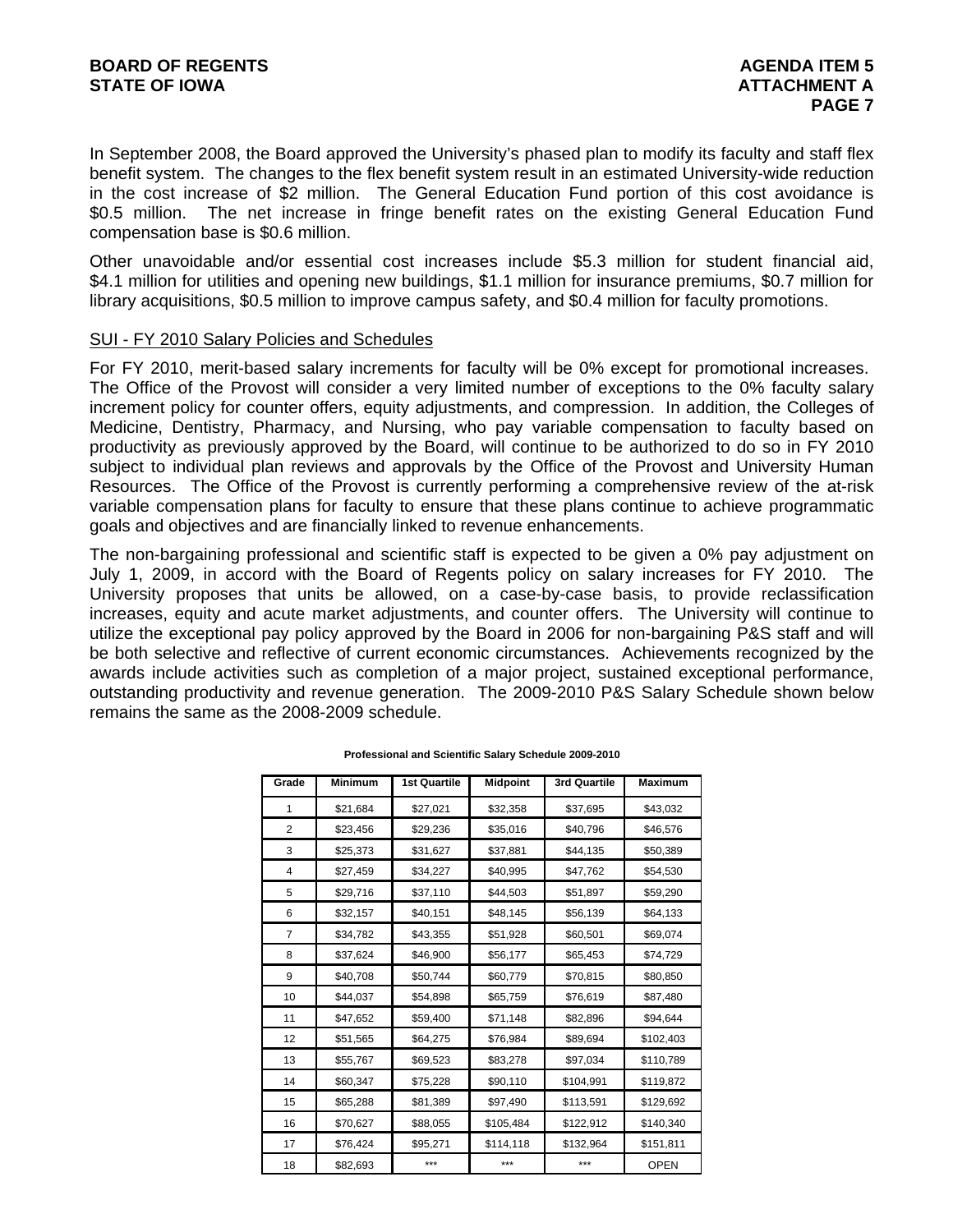In September 2008, the Board approved the University's phased plan to modify its faculty and staff flex benefit system. The changes to the flex benefit system result in an estimated University-wide reduction in the cost increase of $2 million. The General Education Fund portion of this cost avoidance is $0.5 million. The net increase in fringe benefit rates on the existing General Education Fund compensation base is $0.6 million.

Other unavoidable and/or essential cost increases include $5.3 million for student financial aid, $4.1 million for utilities and opening new buildings, $1.1 million for insurance premiums, $0.7 million for library acquisitions, $0.5 million to improve campus safety, and $0.4 million for faculty promotions.

## SUI - FY 2010 Salary Policies and Schedules

For FY 2010, merit-based salary increments for faculty will be 0% except for promotional increases. The Office of the Provost will consider a very limited number of exceptions to the 0% faculty salary increment policy for counter offers, equity adjustments, and compression. In addition, the Colleges of Medicine, Dentistry, Pharmacy, and Nursing, who pay variable compensation to faculty based on productivity as previously approved by the Board, will continue to be authorized to do so in FY 2010 subject to individual plan reviews and approvals by the Office of the Provost and University Human Resources. The Office of the Provost is currently performing a comprehensive review of the at-risk variable compensation plans for faculty to ensure that these plans continue to achieve programmatic goals and objectives and are financially linked to revenue enhancements.

The non-bargaining professional and scientific staff is expected to be given a 0% pay adjustment on July 1, 2009, in accord with the Board of Regents policy on salary increases for FY 2010. The University proposes that units be allowed, on a case-by-case basis, to provide reclassification increases, equity and acute market adjustments, and counter offers. The University will continue to utilize the exceptional pay policy approved by the Board in 2006 for non-bargaining P&S staff and will be both selective and reflective of current economic circumstances. Achievements recognized by the awards include activities such as completion of a major project, sustained exceptional performance, outstanding productivity and revenue generation. The 2009-2010 P&S Salary Schedule shown below remains the same as the 2008-2009 schedule.

**Professional and Scientific Salary Schedule 2009-2010**

| Grade | Minimum | 1st Quartile | Midpoint | 3rd Quartile | Maximum |
|---|---|---|---|---|---|
| 1 | $21,684 | $27,021 | $32,358 | $37,695 | $43,032 |
| 2 | $23,456 | $29,236 | $35,016 | $40,796 | $46,576 |
| 3 | $25,373 | $31,627 | $37,881 | $44,135 | $50,389 |
| 4 | $27,459 | $34,227 | $40,995 | $47,762 | $54,530 |
| 5 | $29,716 | $37,110 | $44,503 | $51,897 | $59,290 |
| 6 | $32,157 | $40,151 | $48,145 | $56,139 | $64,133 |
| 7 | $34,782 | $43,355 | $51,928 | $60,501 | $69,074 |
| 8 | $37,624 | $46,900 | $56,177 | $65,453 | $74,729 |
| 9 | $40,708 | $50,744 | $60,779 | $70,815 | $80,850 |
| 10 | $44,037 | $54,898 | $65,759 | $76,619 | $87,480 |
| 11 | $47,652 | $59,400 | $71,148 | $82,896 | $94,644 |
| 12 | $51,565 | $64,275 | $76,984 | $89,694 | $102,403 |
| 13 | $55,767 | $69,523 | $83,278 | $97,034 | $110,789 |
| 14 | $60,347 | $75,228 | $90,110 | $104,991 | $119,872 |
| 15 | $65,288 | $81,389 | $97,490 | $113,591 | $129,692 |
| 16 | $70,627 | $88,055 | $105,484 | $122,912 | $140,340 |
| 17 | $76,424 | $95,271 | $114,118 | $132,964 | $151,811 |
| 18 | $82,693 | *** | *** | *** | OPEN |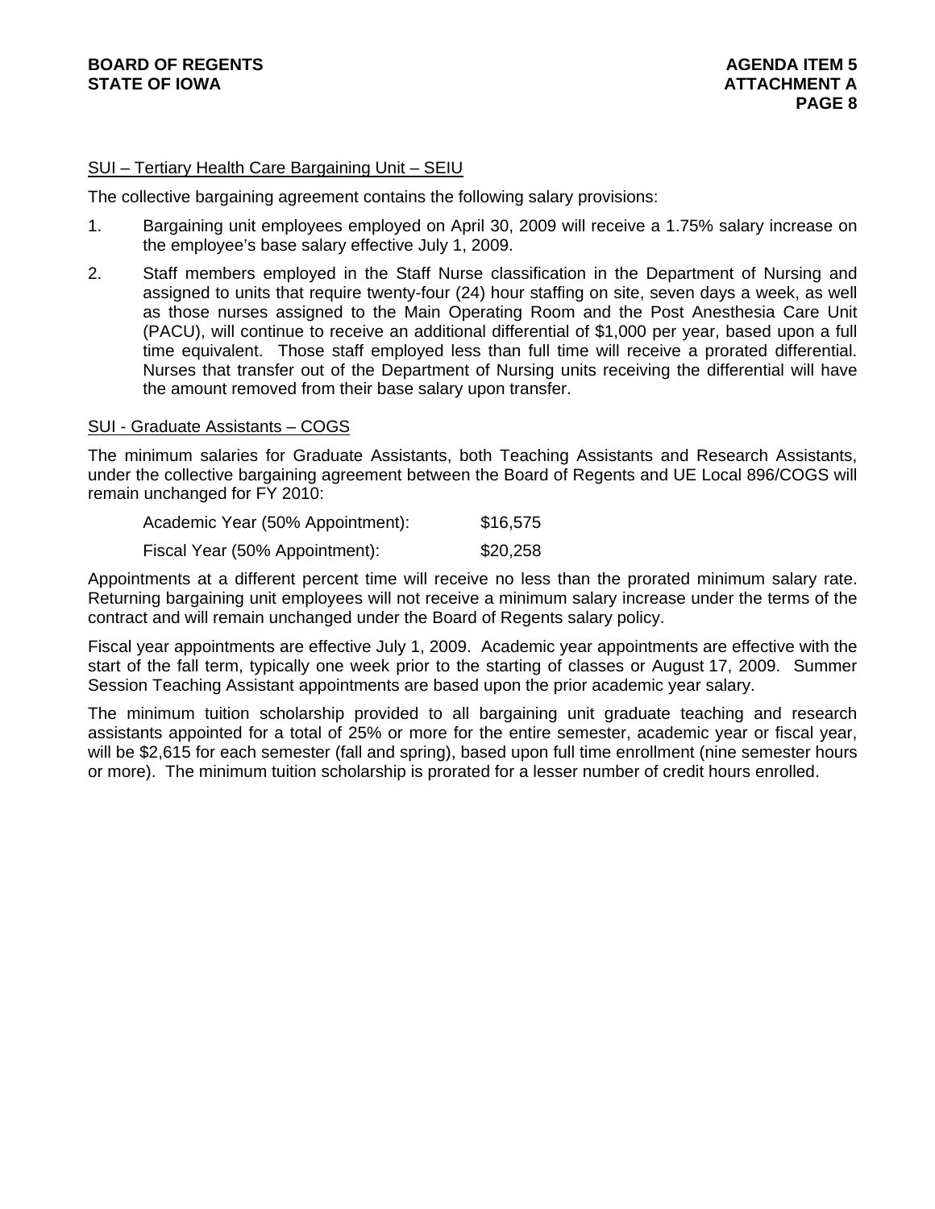SUI – Tertiary Health Care Bargaining Unit – SEIU

The collective bargaining agreement contains the following salary provisions:

1. Bargaining unit employees employed on April 30, 2009 will receive a 1.75% salary increase on the employee's base salary effective July 1, 2009.

2. Staff members employed in the Staff Nurse classification in the Department of Nursing and assigned to units that require twenty-four (24) hour staffing on site, seven days a week, as well as those nurses assigned to the Main Operating Room and the Post Anesthesia Care Unit (PACU), will continue to receive an additional differential of $1,000 per year, based upon a full time equivalent. Those staff employed less than full time will receive a prorated differential. Nurses that transfer out of the Department of Nursing units receiving the differential will have the amount removed from their base salary upon transfer.

SUI - Graduate Assistants – COGS

The minimum salaries for Graduate Assistants, both Teaching Assistants and Research Assistants, under the collective bargaining agreement between the Board of Regents and UE Local 896/COGS will remain unchanged for FY 2010:

| | |
|---|---|
| Academic Year (50% Appointment): | $16,575 |
| Fiscal Year (50% Appointment): | $20,258 |

Appointments at a different percent time will receive no less than the prorated minimum salary rate. Returning bargaining unit employees will not receive a minimum salary increase under the terms of the contract and will remain unchanged under the Board of Regents salary policy.

Fiscal year appointments are effective July 1, 2009. Academic year appointments are effective with the start of the fall term, typically one week prior to the starting of classes or August 17, 2009. Summer Session Teaching Assistant appointments are based upon the prior academic year salary.

The minimum tuition scholarship provided to all bargaining unit graduate teaching and research assistants appointed for a total of 25% or more for the entire semester, academic year or fiscal year, will be $2,615 for each semester (fall and spring), based upon full time enrollment (nine semester hours or more). The minimum tuition scholarship is prorated for a lesser number of credit hours enrolled.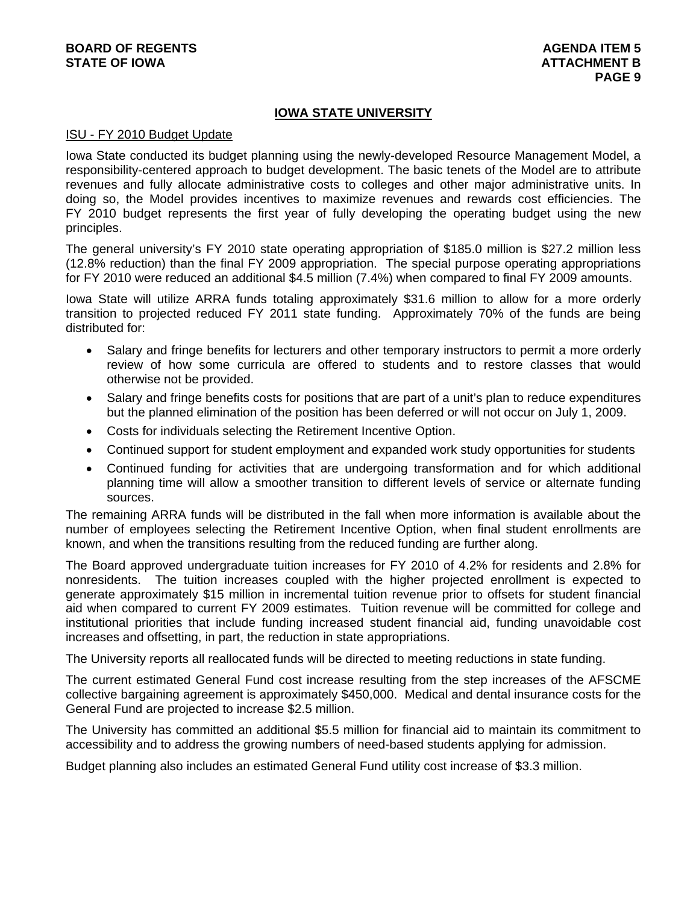## IOWA STATE UNIVERSITY

ISU - FY 2010 Budget Update

Iowa State conducted its budget planning using the newly-developed Resource Management Model, a responsibility-centered approach to budget development. The basic tenets of the Model are to attribute revenues and fully allocate administrative costs to colleges and other major administrative units. In doing so, the Model provides incentives to maximize revenues and rewards cost efficiencies. The FY 2010 budget represents the first year of fully developing the operating budget using the new principles.

The general university's FY 2010 state operating appropriation of $185.0 million is $27.2 million less (12.8% reduction) than the final FY 2009 appropriation. The special purpose operating appropriations for FY 2010 were reduced an additional $4.5 million (7.4%) when compared to final FY 2009 amounts.

Iowa State will utilize ARRA funds totaling approximately $31.6 million to allow for a more orderly transition to projected reduced FY 2011 state funding. Approximately 70% of the funds are being distributed for:

- Salary and fringe benefits for lecturers and other temporary instructors to permit a more orderly review of how some curricula are offered to students and to restore classes that would otherwise not be provided.
- Salary and fringe benefits costs for positions that are part of a unit's plan to reduce expenditures but the planned elimination of the position has been deferred or will not occur on July 1, 2009.
- Costs for individuals selecting the Retirement Incentive Option.
- Continued support for student employment and expanded work study opportunities for students
- Continued funding for activities that are undergoing transformation and for which additional planning time will allow a smoother transition to different levels of service or alternate funding sources.

The remaining ARRA funds will be distributed in the fall when more information is available about the number of employees selecting the Retirement Incentive Option, when final student enrollments are known, and when the transitions resulting from the reduced funding are further along.

The Board approved undergraduate tuition increases for FY 2010 of 4.2% for residents and 2.8% for nonresidents. The tuition increases coupled with the higher projected enrollment is expected to generate approximately $15 million in incremental tuition revenue prior to offsets for student financial aid when compared to current FY 2009 estimates. Tuition revenue will be committed for college and institutional priorities that include funding increased student financial aid, funding unavoidable cost increases and offsetting, in part, the reduction in state appropriations.

The University reports all reallocated funds will be directed to meeting reductions in state funding.

The current estimated General Fund cost increase resulting from the step increases of the AFSCME collective bargaining agreement is approximately $450,000. Medical and dental insurance costs for the General Fund are projected to increase $2.5 million.

The University has committed an additional $5.5 million for financial aid to maintain its commitment to accessibility and to address the growing numbers of need-based students applying for admission.

Budget planning also includes an estimated General Fund utility cost increase of $3.3 million.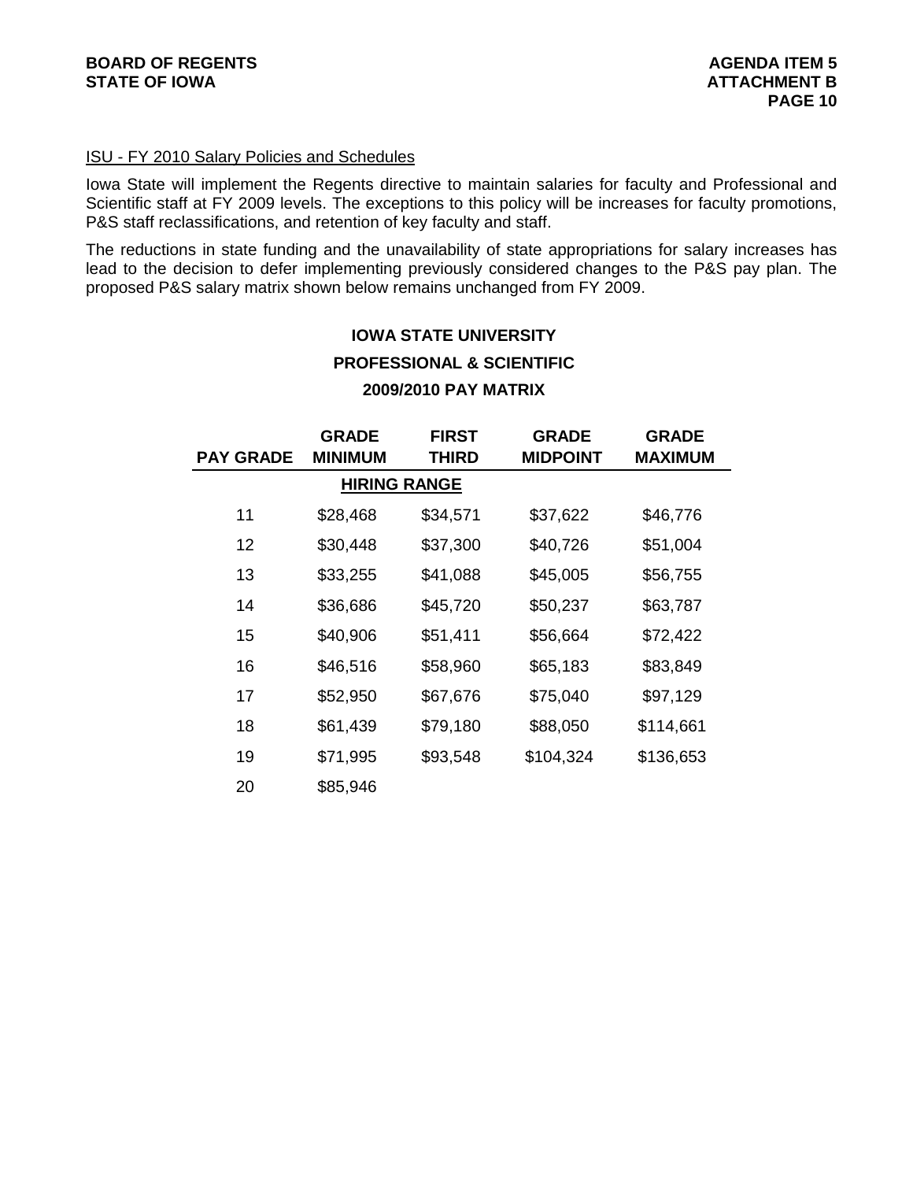ISU - FY 2010 Salary Policies and Schedules

Iowa State will implement the Regents directive to maintain salaries for faculty and Professional and Scientific staff at FY 2009 levels. The exceptions to this policy will be increases for faculty promotions, P&S staff reclassifications, and retention of key faculty and staff.

The reductions in state funding and the unavailability of state appropriations for salary increases has lead to the decision to defer implementing previously considered changes to the P&S pay plan. The proposed P&S salary matrix shown below remains unchanged from FY 2009.

**IOWA STATE UNIVERSITY**

**PROFESSIONAL & SCIENTIFIC**

**2009/2010 PAY MATRIX**

| PAY GRADE | GRADE MINIMUM | FIRST THIRD | GRADE MIDPOINT | GRADE MAXIMUM |
|---|---|---|---|---|
| | HIRING RANGE | | | |
| 11 | $28,468 | $34,571 | $37,622 | $46,776 |
| 12 | $30,448 | $37,300 | $40,726 | $51,004 |
| 13 | $33,255 | $41,088 | $45,005 | $56,755 |
| 14 | $36,686 | $45,720 | $50,237 | $63,787 |
| 15 | $40,906 | $51,411 | $56,664 | $72,422 |
| 16 | $46,516 | $58,960 | $65,183 | $83,849 |
| 17 | $52,950 | $67,676 | $75,040 | $97,129 |
| 18 | $61,439 | $79,180 | $88,050 | $114,661 |
| 19 | $71,995 | $93,548 | $104,324 | $136,653 |
| 20 | $85,946 | | | |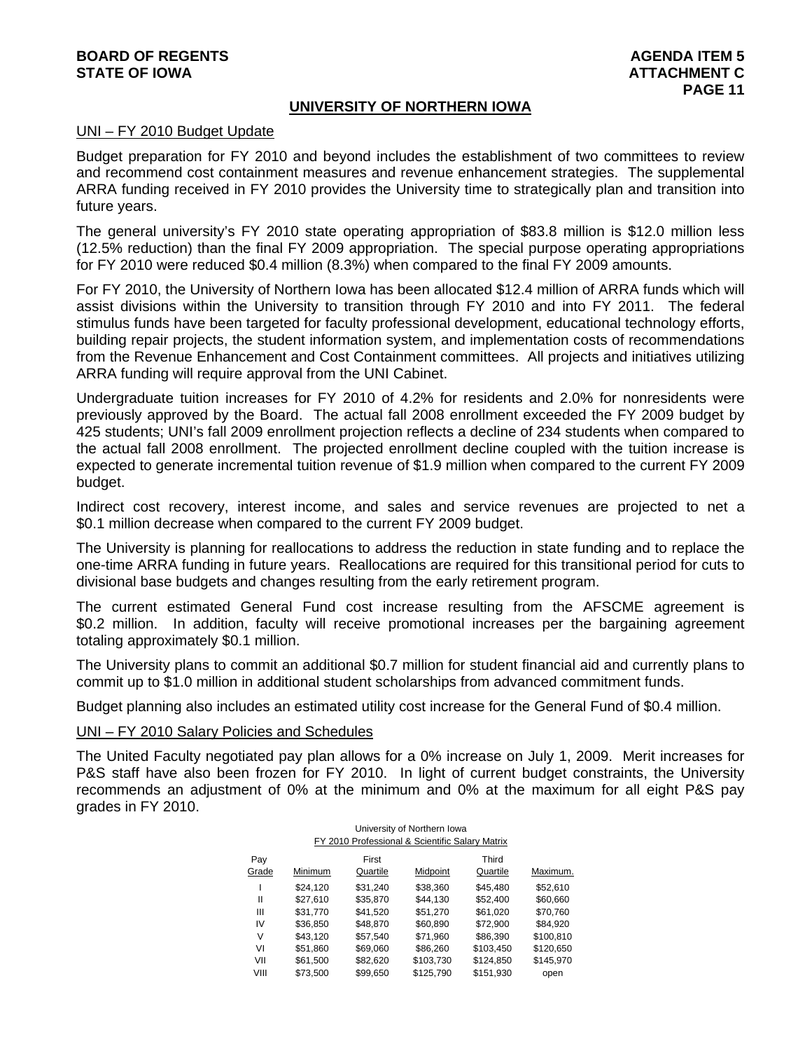## UNIVERSITY OF NORTHERN IOWA

UNI – FY 2010 Budget Update

Budget preparation for FY 2010 and beyond includes the establishment of two committees to review and recommend cost containment measures and revenue enhancement strategies. The supplemental ARRA funding received in FY 2010 provides the University time to strategically plan and transition into future years.

The general university's FY 2010 state operating appropriation of $83.8 million is $12.0 million less (12.5% reduction) than the final FY 2009 appropriation. The special purpose operating appropriations for FY 2010 were reduced $0.4 million (8.3%) when compared to the final FY 2009 amounts.

For FY 2010, the University of Northern Iowa has been allocated $12.4 million of ARRA funds which will assist divisions within the University to transition through FY 2010 and into FY 2011. The federal stimulus funds have been targeted for faculty professional development, educational technology efforts, building repair projects, the student information system, and implementation costs of recommendations from the Revenue Enhancement and Cost Containment committees. All projects and initiatives utilizing ARRA funding will require approval from the UNI Cabinet.

Undergraduate tuition increases for FY 2010 of 4.2% for residents and 2.0% for nonresidents were previously approved by the Board. The actual fall 2008 enrollment exceeded the FY 2009 budget by 425 students; UNI's fall 2009 enrollment projection reflects a decline of 234 students when compared to the actual fall 2008 enrollment. The projected enrollment decline coupled with the tuition increase is expected to generate incremental tuition revenue of $1.9 million when compared to the current FY 2009 budget.

Indirect cost recovery, interest income, and sales and service revenues are projected to net a $0.1 million decrease when compared to the current FY 2009 budget.

The University is planning for reallocations to address the reduction in state funding and to replace the one-time ARRA funding in future years. Reallocations are required for this transitional period for cuts to divisional base budgets and changes resulting from the early retirement program.

The current estimated General Fund cost increase resulting from the AFSCME agreement is $0.2 million. In addition, faculty will receive promotional increases per the bargaining agreement totaling approximately $0.1 million.

The University plans to commit an additional $0.7 million for student financial aid and currently plans to commit up to $1.0 million in additional student scholarships from advanced commitment funds.

Budget planning also includes an estimated utility cost increase for the General Fund of $0.4 million.

UNI – FY 2010 Salary Policies and Schedules

The United Faculty negotiated pay plan allows for a 0% increase on July 1, 2009. Merit increases for P&S staff have also been frozen for FY 2010. In light of current budget constraints, the University recommends an adjustment of 0% at the minimum and 0% at the maximum for all eight P&S pay grades in FY 2010.

University of Northern Iowa
FY 2010 Professional & Scientific Salary Matrix

| Pay Grade | Minimum | First Quartile | Midpoint | Third Quartile | Maximum. |
|---|---|---|---|---|---|
| I | $24,120 | $31,240 | $38,360 | $45,480 | $52,610 |
| II | $27,610 | $35,870 | $44,130 | $52,400 | $60,660 |
| III | $31,770 | $41,520 | $51,270 | $61,020 | $70,760 |
| IV | $36,850 | $48,870 | $60,890 | $72,900 | $84,920 |
| V | $43,120 | $57,540 | $71,960 | $86,390 | $100,810 |
| VI | $51,860 | $69,060 | $86,260 | $103,450 | $120,650 |
| VII | $61,500 | $82,620 | $103,730 | $124,850 | $145,970 |
| VIII | $73,500 | $99,650 | $125,790 | $151,930 | open |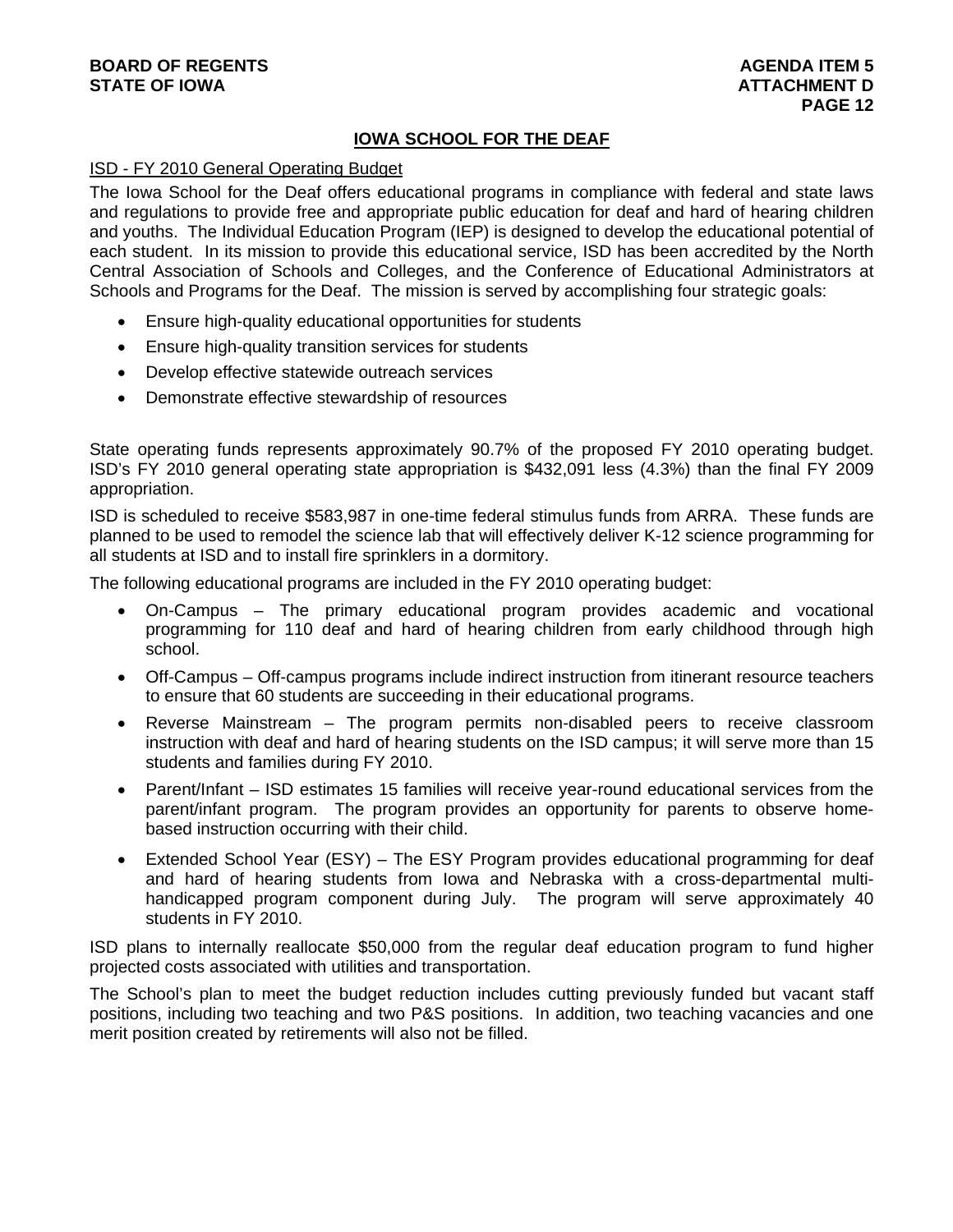## IOWA SCHOOL FOR THE DEAF

ISD - FY 2010 General Operating Budget

The Iowa School for the Deaf offers educational programs in compliance with federal and state laws and regulations to provide free and appropriate public education for deaf and hard of hearing children and youths. The Individual Education Program (IEP) is designed to develop the educational potential of each student. In its mission to provide this educational service, ISD has been accredited by the North Central Association of Schools and Colleges, and the Conference of Educational Administrators at Schools and Programs for the Deaf. The mission is served by accomplishing four strategic goals:

- Ensure high-quality educational opportunities for students
- Ensure high-quality transition services for students
- Develop effective statewide outreach services
- Demonstrate effective stewardship of resources

State operating funds represents approximately 90.7% of the proposed FY 2010 operating budget. ISD's FY 2010 general operating state appropriation is $432,091 less (4.3%) than the final FY 2009 appropriation.

ISD is scheduled to receive $583,987 in one-time federal stimulus funds from ARRA. These funds are planned to be used to remodel the science lab that will effectively deliver K-12 science programming for all students at ISD and to install fire sprinklers in a dormitory.

The following educational programs are included in the FY 2010 operating budget:

- On-Campus – The primary educational program provides academic and vocational programming for 110 deaf and hard of hearing children from early childhood through high school.
- Off-Campus – Off-campus programs include indirect instruction from itinerant resource teachers to ensure that 60 students are succeeding in their educational programs.
- Reverse Mainstream – The program permits non-disabled peers to receive classroom instruction with deaf and hard of hearing students on the ISD campus; it will serve more than 15 students and families during FY 2010.
- Parent/Infant – ISD estimates 15 families will receive year-round educational services from the parent/infant program. The program provides an opportunity for parents to observe home-based instruction occurring with their child.
- Extended School Year (ESY) – The ESY Program provides educational programming for deaf and hard of hearing students from Iowa and Nebraska with a cross-departmental multi-handicapped program component during July. The program will serve approximately 40 students in FY 2010.

ISD plans to internally reallocate $50,000 from the regular deaf education program to fund higher projected costs associated with utilities and transportation.

The School's plan to meet the budget reduction includes cutting previously funded but vacant staff positions, including two teaching and two P&S positions. In addition, two teaching vacancies and one merit position created by retirements will also not be filled.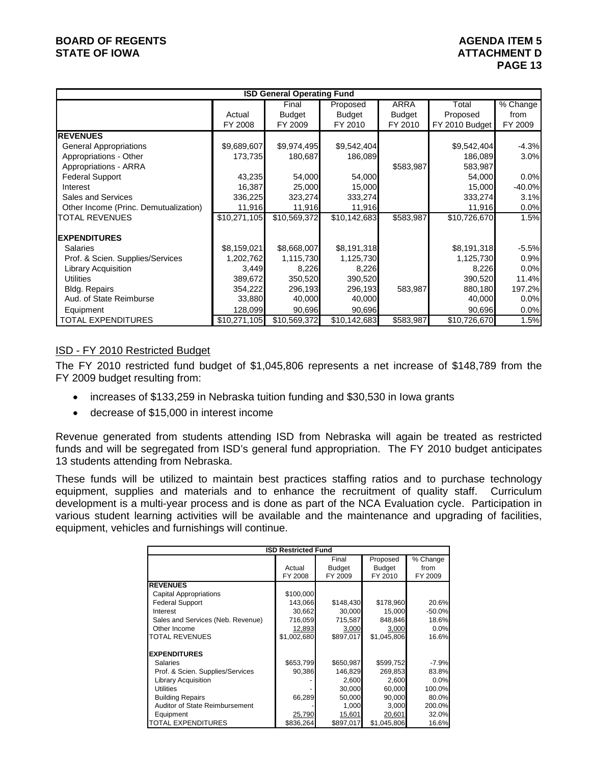| ISD General Operating Fund | | | | | | |
|---|---|---|---|---|---|---|
| | Actual FY 2008 | Final Budget FY 2009 | Proposed Budget FY 2010 | ARRA Budget FY 2010 | Total Proposed FY 2010 Budget | % Change from FY 2009 |
| **REVENUES** | | | | | | |
| General Appropriations | $9,689,607 | $9,974,495 | $9,542,404 | | $9,542,404 | -4.3% |
| Appropriations - Other | 173,735 | 180,687 | 186,089 | | 186,089 | 3.0% |
| Appropriations - ARRA | | | | $583,987 | 583,987 | |
| Federal Support | 43,235 | 54,000 | 54,000 | | 54,000 | 0.0% |
| Interest | 16,387 | 25,000 | 15,000 | | 15,000 | -40.0% |
| Sales and Services | 336,225 | 323,274 | 333,274 | | 333,274 | 3.1% |
| Other Income (Princ. Demutualization) | 11,916 | 11,916 | 11,916 | | 11,916 | 0.0% |
| TOTAL REVENUES | $10,271,105 | $10,569,372 | $10,142,683 | $583,987 | $10,726,670 | 1.5% |
| **EXPENDITURES** | | | | | | |
| Salaries | $8,159,021 | $8,668,007 | $8,191,318 | | $8,191,318 | -5.5% |
| Prof. & Scien. Supplies/Services | 1,202,762 | 1,115,730 | 1,125,730 | | 1,125,730 | 0.9% |
| Library Acquisition | 3,449 | 8,226 | 8,226 | | 8,226 | 0.0% |
| Utilities | 389,672 | 350,520 | 390,520 | | 390,520 | 11.4% |
| Bldg. Repairs | 354,222 | 296,193 | 296,193 | 583,987 | 880,180 | 197.2% |
| Aud. of State Reimburse | 33,880 | 40,000 | 40,000 | | 40,000 | 0.0% |
| Equipment | 128,099 | 90,696 | 90,696 | | 90,696 | 0.0% |
| TOTAL EXPENDITURES | $10,271,105 | $10,569,372 | $10,142,683 | $583,987 | $10,726,670 | 1.5% |

## ISD - FY 2010 Restricted Budget

The FY 2010 restricted fund budget of $1,045,806 represents a net increase of $148,789 from the FY 2009 budget resulting from:

- increases of $133,259 in Nebraska tuition funding and $30,530 in Iowa grants
- decrease of $15,000 in interest income

Revenue generated from students attending ISD from Nebraska will again be treated as restricted funds and will be segregated from ISD's general fund appropriation. The FY 2010 budget anticipates 13 students attending from Nebraska.

These funds will be utilized to maintain best practices staffing ratios and to purchase technology equipment, supplies and materials and to enhance the recruitment of quality staff. Curriculum development is a multi-year process and is done as part of the NCA Evaluation cycle. Participation in various student learning activities will be available and the maintenance and upgrading of facilities, equipment, vehicles and furnishings will continue.

| ISD Restricted Fund | | | | |
|---|---|---|---|---|
| | Actual FY 2008 | Final Budget FY 2009 | Proposed Budget FY 2010 | % Change from FY 2009 |
| **REVENUES** | | | | |
| Capital Appropriations | $100,000 | | | |
| Federal Support | 143,066 | $148,430 | $178,960 | 20.6% |
| Interest | 30,662 | 30,000 | 15,000 | -50.0% |
| Sales and Services (Neb. Revenue) | 716,059 | 715,587 | 848,846 | 18.6% |
| Other Income | 12,893 | 3,000 | 3,000 | 0.0% |
| TOTAL REVENUES | $1,002,680 | $897,017 | $1,045,806 | 16.6% |
| **EXPENDITURES** | | | | |
| Salaries | $653,799 | $650,987 | $599,752 | -7.9% |
| Prof. & Scien. Supplies/Services | 90,386 | 146,829 | 269,853 | 83.8% |
| Library Acquisition | - | 2,600 | 2,600 | 0.0% |
| Utilities | - | 30,000 | 60,000 | 100.0% |
| Building Repairs | 66,289 | 50,000 | 90,000 | 80.0% |
| Auditor of State Reimbursement | - | 1,000 | 3,000 | 200.0% |
| Equipment | 25,790 | 15,601 | 20,601 | 32.0% |
| TOTAL EXPENDITURES | $836,264 | $897,017 | $1,045,806 | 16.6% |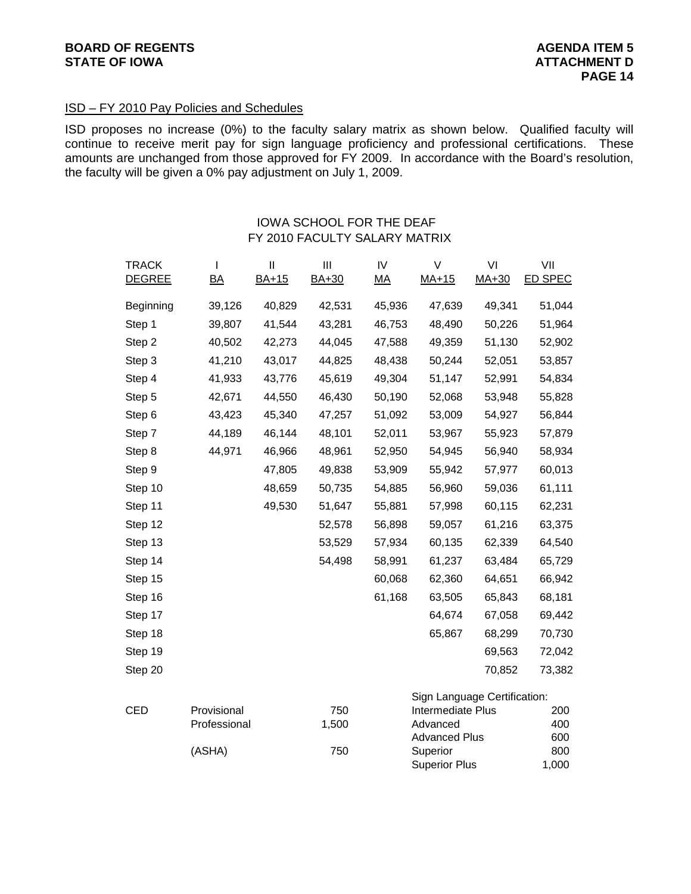ISD – FY 2010 Pay Policies and Schedules

ISD proposes no increase (0%) to the faculty salary matrix as shown below. Qualified faculty will continue to receive merit pay for sign language proficiency and professional certifications. These amounts are unchanged from those approved for FY 2009. In accordance with the Board's resolution, the faculty will be given a 0% pay adjustment on July 1, 2009.

IOWA SCHOOL FOR THE DEAF
FY 2010 FACULTY SALARY MATRIX

| TRACK | I | II | III | IV | V | VI | VII |
|---|---|---|---|---|---|---|---|
| DEGREE | BA | BA+15 | BA+30 | MA | MA+15 | MA+30 | ED SPEC |
| Beginning | 39,126 | 40,829 | 42,531 | 45,936 | 47,639 | 49,341 | 51,044 |
| Step 1 | 39,807 | 41,544 | 43,281 | 46,753 | 48,490 | 50,226 | 51,964 |
| Step 2 | 40,502 | 42,273 | 44,045 | 47,588 | 49,359 | 51,130 | 52,902 |
| Step 3 | 41,210 | 43,017 | 44,825 | 48,438 | 50,244 | 52,051 | 53,857 |
| Step 4 | 41,933 | 43,776 | 45,619 | 49,304 | 51,147 | 52,991 | 54,834 |
| Step 5 | 42,671 | 44,550 | 46,430 | 50,190 | 52,068 | 53,948 | 55,828 |
| Step 6 | 43,423 | 45,340 | 47,257 | 51,092 | 53,009 | 54,927 | 56,844 |
| Step 7 | 44,189 | 46,144 | 48,101 | 52,011 | 53,967 | 55,923 | 57,879 |
| Step 8 | 44,971 | 46,966 | 48,961 | 52,950 | 54,945 | 56,940 | 58,934 |
| Step 9 | | 47,805 | 49,838 | 53,909 | 55,942 | 57,977 | 60,013 |
| Step 10 | | 48,659 | 50,735 | 54,885 | 56,960 | 59,036 | 61,111 |
| Step 11 | | 49,530 | 51,647 | 55,881 | 57,998 | 60,115 | 62,231 |
| Step 12 | | | 52,578 | 56,898 | 59,057 | 61,216 | 63,375 |
| Step 13 | | | 53,529 | 57,934 | 60,135 | 62,339 | 64,540 |
| Step 14 | | | 54,498 | 58,991 | 61,237 | 63,484 | 65,729 |
| Step 15 | | | | 60,068 | 62,360 | 64,651 | 66,942 |
| Step 16 | | | | 61,168 | 63,505 | 65,843 | 68,181 |
| Step 17 | | | | | 64,674 | 67,058 | 69,442 |
| Step 18 | | | | | 65,867 | 68,299 | 70,730 |
| Step 19 | | | | | | 69,563 | 72,042 |
| Step 20 | | | | | | 70,852 | 73,382 |

| CED | | | Sign Language Certification: | |
|---|---|---|---|---|
| | Provisional | 750 | Intermediate Plus | 200 |
| | Professional | 1,500 | Advanced | 400 |
| | | | Advanced Plus | 600 |
| | (ASHA) | 750 | Superior | 800 |
| | | | Superior Plus | 1,000 |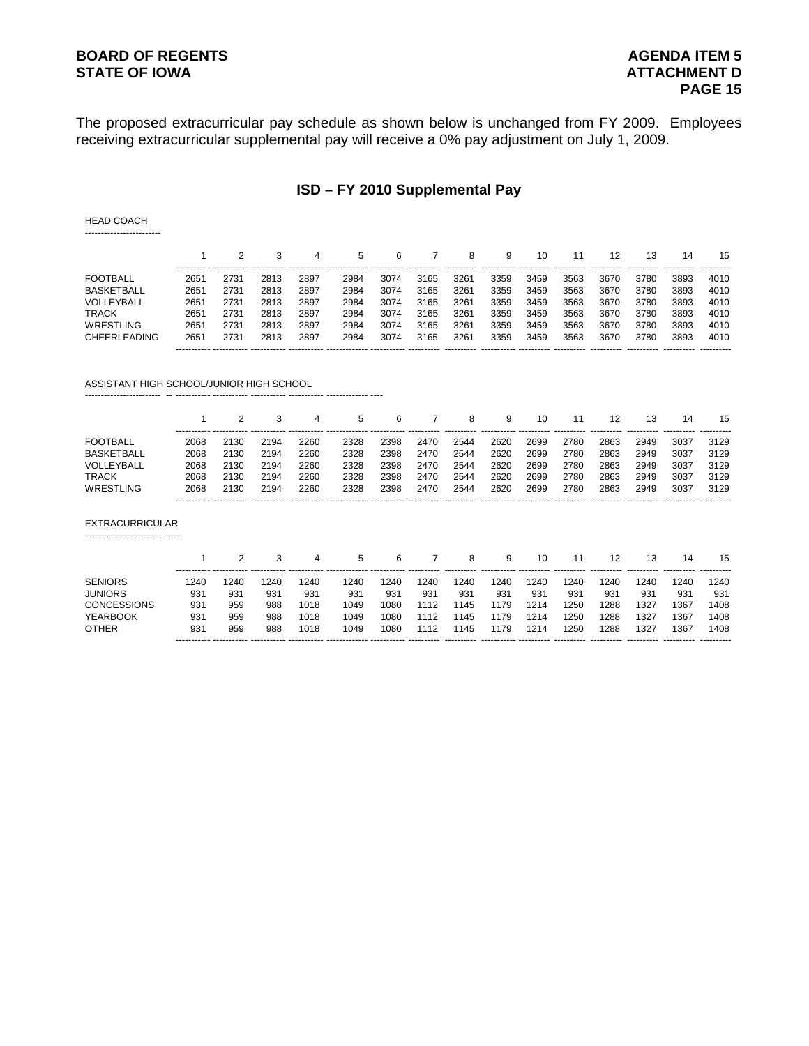The proposed extracurricular pay schedule as shown below is unchanged from FY 2009. Employees receiving extracurricular supplemental pay will receive a 0% pay adjustment on July 1, 2009.

## ISD – FY 2010 Supplemental Pay

HEAD COACH

| | 1 | 2 | 3 | 4 | 5 | 6 | 7 | 8 | 9 | 10 | 11 | 12 | 13 | 14 | 15 |
|---|---|---|---|---|---|---|---|---|---|---|---|---|---|---|---|
| FOOTBALL | 2651 | 2731 | 2813 | 2897 | 2984 | 3074 | 3165 | 3261 | 3359 | 3459 | 3563 | 3670 | 3780 | 3893 | 4010 |
| BASKETBALL | 2651 | 2731 | 2813 | 2897 | 2984 | 3074 | 3165 | 3261 | 3359 | 3459 | 3563 | 3670 | 3780 | 3893 | 4010 |
| VOLLEYBALL | 2651 | 2731 | 2813 | 2897 | 2984 | 3074 | 3165 | 3261 | 3359 | 3459 | 3563 | 3670 | 3780 | 3893 | 4010 |
| TRACK | 2651 | 2731 | 2813 | 2897 | 2984 | 3074 | 3165 | 3261 | 3359 | 3459 | 3563 | 3670 | 3780 | 3893 | 4010 |
| WRESTLING | 2651 | 2731 | 2813 | 2897 | 2984 | 3074 | 3165 | 3261 | 3359 | 3459 | 3563 | 3670 | 3780 | 3893 | 4010 |
| CHEERLEADING | 2651 | 2731 | 2813 | 2897 | 2984 | 3074 | 3165 | 3261 | 3359 | 3459 | 3563 | 3670 | 3780 | 3893 | 4010 |

ASSISTANT HIGH SCHOOL/JUNIOR HIGH SCHOOL

| | 1 | 2 | 3 | 4 | 5 | 6 | 7 | 8 | 9 | 10 | 11 | 12 | 13 | 14 | 15 |
|---|---|---|---|---|---|---|---|---|---|---|---|---|---|---|---|
| FOOTBALL | 2068 | 2130 | 2194 | 2260 | 2328 | 2398 | 2470 | 2544 | 2620 | 2699 | 2780 | 2863 | 2949 | 3037 | 3129 |
| BASKETBALL | 2068 | 2130 | 2194 | 2260 | 2328 | 2398 | 2470 | 2544 | 2620 | 2699 | 2780 | 2863 | 2949 | 3037 | 3129 |
| VOLLEYBALL | 2068 | 2130 | 2194 | 2260 | 2328 | 2398 | 2470 | 2544 | 2620 | 2699 | 2780 | 2863 | 2949 | 3037 | 3129 |
| TRACK | 2068 | 2130 | 2194 | 2260 | 2328 | 2398 | 2470 | 2544 | 2620 | 2699 | 2780 | 2863 | 2949 | 3037 | 3129 |
| WRESTLING | 2068 | 2130 | 2194 | 2260 | 2328 | 2398 | 2470 | 2544 | 2620 | 2699 | 2780 | 2863 | 2949 | 3037 | 3129 |

EXTRACURRICULAR

| | 1 | 2 | 3 | 4 | 5 | 6 | 7 | 8 | 9 | 10 | 11 | 12 | 13 | 14 | 15 |
|---|---|---|---|---|---|---|---|---|---|---|---|---|---|---|---|
| SENIORS | 1240 | 1240 | 1240 | 1240 | 1240 | 1240 | 1240 | 1240 | 1240 | 1240 | 1240 | 1240 | 1240 | 1240 | 1240 |
| JUNIORS | 931 | 931 | 931 | 931 | 931 | 931 | 931 | 931 | 931 | 931 | 931 | 931 | 931 | 931 | 931 |
| CONCESSIONS | 931 | 959 | 988 | 1018 | 1049 | 1080 | 1112 | 1145 | 1179 | 1214 | 1250 | 1288 | 1327 | 1367 | 1408 |
| YEARBOOK | 931 | 959 | 988 | 1018 | 1049 | 1080 | 1112 | 1145 | 1179 | 1214 | 1250 | 1288 | 1327 | 1367 | 1408 |
| OTHER | 931 | 959 | 988 | 1018 | 1049 | 1080 | 1112 | 1145 | 1179 | 1214 | 1250 | 1288 | 1327 | 1367 | 1408 |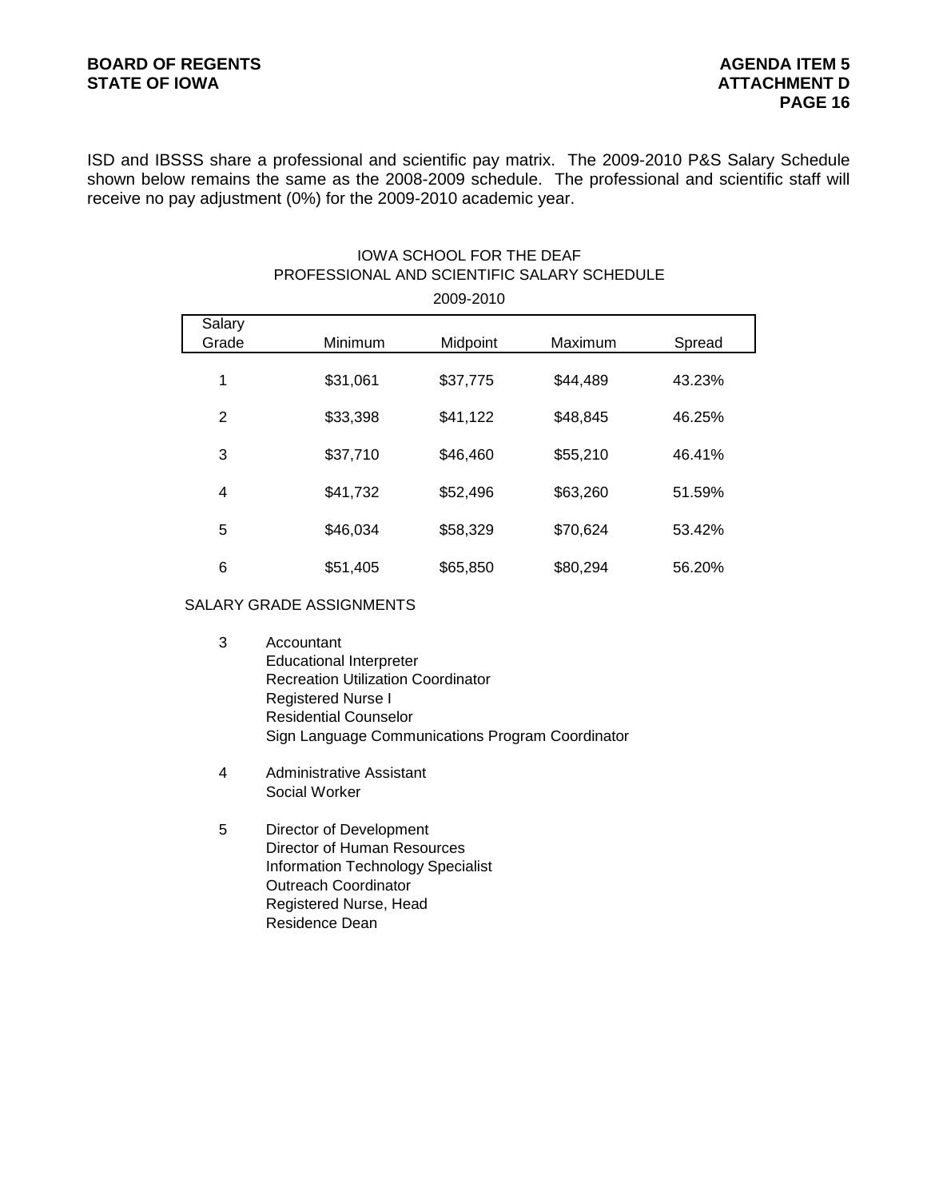ISD and IBSSS share a professional and scientific pay matrix. The 2009-2010 P&S Salary Schedule shown below remains the same as the 2008-2009 schedule. The professional and scientific staff will receive no pay adjustment (0%) for the 2009-2010 academic year.

IOWA SCHOOL FOR THE DEAF
PROFESSIONAL AND SCIENTIFIC SALARY SCHEDULE
2009-2010

| Salary Grade | Minimum | Midpoint | Maximum | Spread |
|---|---|---|---|---|
| 1 | $31,061 | $37,775 | $44,489 | 43.23% |
| 2 | $33,398 | $41,122 | $48,845 | 46.25% |
| 3 | $37,710 | $46,460 | $55,210 | 46.41% |
| 4 | $41,732 | $52,496 | $63,260 | 51.59% |
| 5 | $46,034 | $58,329 | $70,624 | 53.42% |
| 6 | $51,405 | $65,850 | $80,294 | 56.20% |

SALARY GRADE ASSIGNMENTS

3 Accountant
Educational Interpreter
Recreation Utilization Coordinator
Registered Nurse I
Residential Counselor
Sign Language Communications Program Coordinator

4 Administrative Assistant
Social Worker

5 Director of Development
Director of Human Resources
Information Technology Specialist
Outreach Coordinator
Registered Nurse, Head
Residence Dean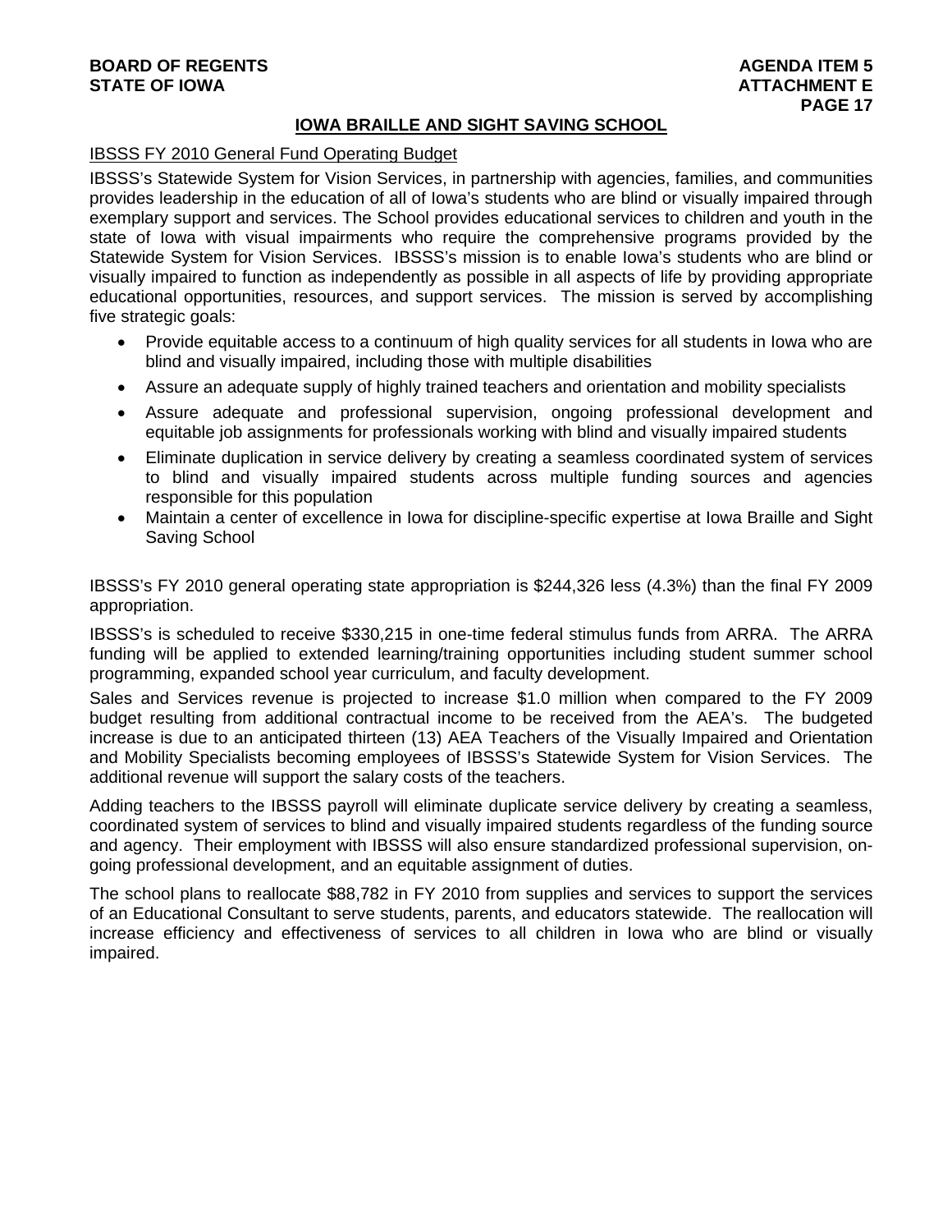## IOWA BRAILLE AND SIGHT SAVING SCHOOL

IBSSS FY 2010 General Fund Operating Budget

IBSSS's Statewide System for Vision Services, in partnership with agencies, families, and communities provides leadership in the education of all of Iowa's students who are blind or visually impaired through exemplary support and services. The School provides educational services to children and youth in the state of Iowa with visual impairments who require the comprehensive programs provided by the Statewide System for Vision Services. IBSSS's mission is to enable Iowa's students who are blind or visually impaired to function as independently as possible in all aspects of life by providing appropriate educational opportunities, resources, and support services. The mission is served by accomplishing five strategic goals:

- Provide equitable access to a continuum of high quality services for all students in Iowa who are blind and visually impaired, including those with multiple disabilities
- Assure an adequate supply of highly trained teachers and orientation and mobility specialists
- Assure adequate and professional supervision, ongoing professional development and equitable job assignments for professionals working with blind and visually impaired students
- Eliminate duplication in service delivery by creating a seamless coordinated system of services to blind and visually impaired students across multiple funding sources and agencies responsible for this population
- Maintain a center of excellence in Iowa for discipline-specific expertise at Iowa Braille and Sight Saving School

IBSSS's FY 2010 general operating state appropriation is $244,326 less (4.3%) than the final FY 2009 appropriation.

IBSSS's is scheduled to receive $330,215 in one-time federal stimulus funds from ARRA. The ARRA funding will be applied to extended learning/training opportunities including student summer school programming, expanded school year curriculum, and faculty development.

Sales and Services revenue is projected to increase $1.0 million when compared to the FY 2009 budget resulting from additional contractual income to be received from the AEA's. The budgeted increase is due to an anticipated thirteen (13) AEA Teachers of the Visually Impaired and Orientation and Mobility Specialists becoming employees of IBSSS's Statewide System for Vision Services. The additional revenue will support the salary costs of the teachers.

Adding teachers to the IBSSS payroll will eliminate duplicate service delivery by creating a seamless, coordinated system of services to blind and visually impaired students regardless of the funding source and agency. Their employment with IBSSS will also ensure standardized professional supervision, on-going professional development, and an equitable assignment of duties.

The school plans to reallocate $88,782 in FY 2010 from supplies and services to support the services of an Educational Consultant to serve students, parents, and educators statewide. The reallocation will increase efficiency and effectiveness of services to all children in Iowa who are blind or visually impaired.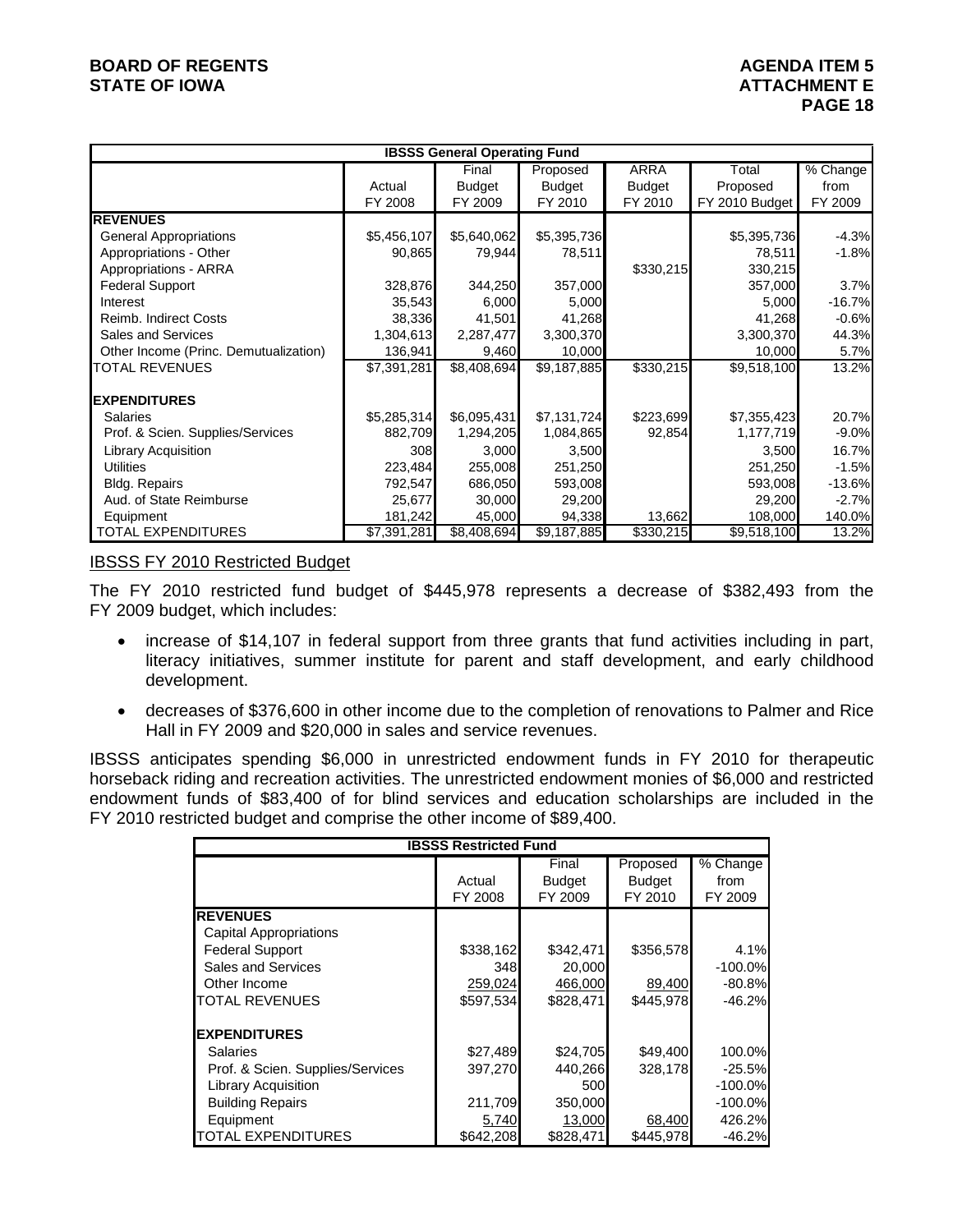| IBSSS General Operating Fund | | | | | | |
|---|---|---|---|---|---|---|
| | Actual FY 2008 | Final Budget FY 2009 | Proposed Budget FY 2010 | ARRA Budget FY 2010 | Total Proposed FY 2010 Budget | % Change from FY 2009 |
| **REVENUES** | | | | | | |
| General Appropriations | $5,456,107 | $5,640,062 | $5,395,736 | | $5,395,736 | -4.3% |
| Appropriations - Other | 90,865 | 79,944 | 78,511 | | 78,511 | -1.8% |
| Appropriations - ARRA | | | | $330,215 | 330,215 | |
| Federal Support | 328,876 | 344,250 | 357,000 | | 357,000 | 3.7% |
| Interest | 35,543 | 6,000 | 5,000 | | 5,000 | -16.7% |
| Reimb. Indirect Costs | 38,336 | 41,501 | 41,268 | | 41,268 | -0.6% |
| Sales and Services | 1,304,613 | 2,287,477 | 3,300,370 | | 3,300,370 | 44.3% |
| Other Income (Princ. Demutualization) | 136,941 | 9,460 | 10,000 | | 10,000 | 5.7% |
| TOTAL REVENUES | $7,391,281 | $8,408,694 | $9,187,885 | $330,215 | $9,518,100 | 13.2% |
| **EXPENDITURES** | | | | | | |
| Salaries | $5,285,314 | $6,095,431 | $7,131,724 | $223,699 | $7,355,423 | 20.7% |
| Prof. & Scien. Supplies/Services | 882,709 | 1,294,205 | 1,084,865 | 92,854 | 1,177,719 | -9.0% |
| Library Acquisition | 308 | 3,000 | 3,500 | | 3,500 | 16.7% |
| Utilities | 223,484 | 255,008 | 251,250 | | 251,250 | -1.5% |
| Bldg. Repairs | 792,547 | 686,050 | 593,008 | | 593,008 | -13.6% |
| Aud. of State Reimburse | 25,677 | 30,000 | 29,200 | | 29,200 | -2.7% |
| Equipment | 181,242 | 45,000 | 94,338 | 13,662 | 108,000 | 140.0% |
| TOTAL EXPENDITURES | $7,391,281 | $8,408,694 | $9,187,885 | $330,215 | $9,518,100 | 13.2% |

IBSSS FY 2010 Restricted Budget

The FY 2010 restricted fund budget of $445,978 represents a decrease of $382,493 from the FY 2009 budget, which includes:

- increase of $14,107 in federal support from three grants that fund activities including in part, literacy initiatives, summer institute for parent and staff development, and early childhood development.
- decreases of $376,600 in other income due to the completion of renovations to Palmer and Rice Hall in FY 2009 and $20,000 in sales and service revenues.

IBSSS anticipates spending $6,000 in unrestricted endowment funds in FY 2010 for therapeutic horseback riding and recreation activities. The unrestricted endowment monies of $6,000 and restricted endowment funds of $83,400 of for blind services and education scholarships are included in the FY 2010 restricted budget and comprise the other income of $89,400.

| IBSSS Restricted Fund | | | | |
|---|---|---|---|---|
| | Actual FY 2008 | Final Budget FY 2009 | Proposed Budget FY 2010 | % Change from FY 2009 |
| **REVENUES** | | | | |
| Capital Appropriations | | | | |
| Federal Support | $338,162 | $342,471 | $356,578 | 4.1% |
| Sales and Services | 348 | 20,000 | | -100.0% |
| Other Income | 259,024 | 466,000 | 89,400 | -80.8% |
| TOTAL REVENUES | $597,534 | $828,471 | $445,978 | -46.2% |
| **EXPENDITURES** | | | | |
| Salaries | $27,489 | $24,705 | $49,400 | 100.0% |
| Prof. & Scien. Supplies/Services | 397,270 | 440,266 | 328,178 | -25.5% |
| Library Acquisition | | 500 | | -100.0% |
| Building Repairs | 211,709 | 350,000 | | -100.0% |
| Equipment | 5,740 | 13,000 | 68,400 | 426.2% |
| TOTAL EXPENDITURES | $642,208 | $828,471 | $445,978 | -46.2% |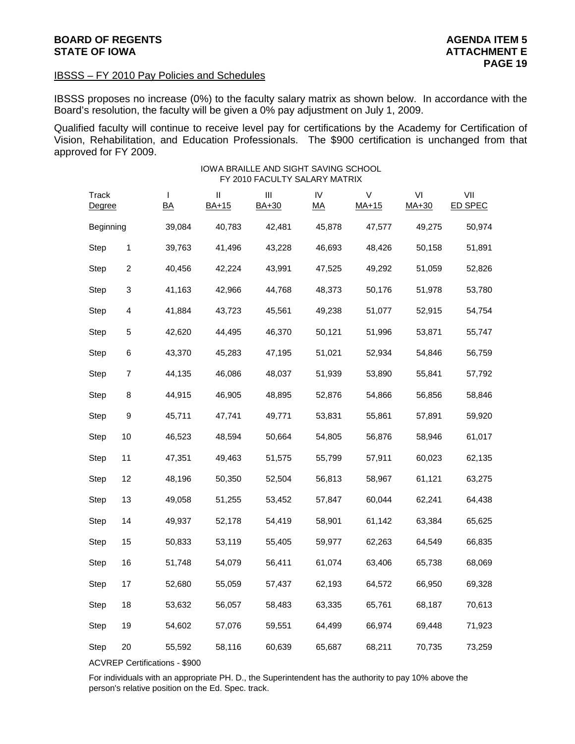BOARD OF REGENTS
STATE OF IOWA

AGENDA ITEM 5
ATTACHMENT E

IBSSS – FY 2010 Pay Policies and Schedules

IBSSS proposes no increase (0%) to the faculty salary matrix as shown below. In accordance with the Board's resolution, the faculty will be given a 0% pay adjustment on July 1, 2009.

Qualified faculty will continue to receive level pay for certifications by the Academy for Certification of Vision, Rehabilitation, and Education Professionals. The $900 certification is unchanged from that approved for FY 2009.

IOWA BRAILLE AND SIGHT SAVING SCHOOL
FY 2010 FACULTY SALARY MATRIX

| Track | I | II | III | IV | V | VI | VII |
|---|---|---|---|---|---|---|---|
| Degree | BA | BA+15 | BA+30 | MA | MA+15 | MA+30 | ED SPEC |
| Beginning | 39,084 | 40,783 | 42,481 | 45,878 | 47,577 | 49,275 | 50,974 |
| Step 1 | 39,763 | 41,496 | 43,228 | 46,693 | 48,426 | 50,158 | 51,891 |
| Step 2 | 40,456 | 42,224 | 43,991 | 47,525 | 49,292 | 51,059 | 52,826 |
| Step 3 | 41,163 | 42,966 | 44,768 | 48,373 | 50,176 | 51,978 | 53,780 |
| Step 4 | 41,884 | 43,723 | 45,561 | 49,238 | 51,077 | 52,915 | 54,754 |
| Step 5 | 42,620 | 44,495 | 46,370 | 50,121 | 51,996 | 53,871 | 55,747 |
| Step 6 | 43,370 | 45,283 | 47,195 | 51,021 | 52,934 | 54,846 | 56,759 |
| Step 7 | 44,135 | 46,086 | 48,037 | 51,939 | 53,890 | 55,841 | 57,792 |
| Step 8 | 44,915 | 46,905 | 48,895 | 52,876 | 54,866 | 56,856 | 58,846 |
| Step 9 | 45,711 | 47,741 | 49,771 | 53,831 | 55,861 | 57,891 | 59,920 |
| Step 10 | 46,523 | 48,594 | 50,664 | 54,805 | 56,876 | 58,946 | 61,017 |
| Step 11 | 47,351 | 49,463 | 51,575 | 55,799 | 57,911 | 60,023 | 62,135 |
| Step 12 | 48,196 | 50,350 | 52,504 | 56,813 | 58,967 | 61,121 | 63,275 |
| Step 13 | 49,058 | 51,255 | 53,452 | 57,847 | 60,044 | 62,241 | 64,438 |
| Step 14 | 49,937 | 52,178 | 54,419 | 58,901 | 61,142 | 63,384 | 65,625 |
| Step 15 | 50,833 | 53,119 | 55,405 | 59,977 | 62,263 | 64,549 | 66,835 |
| Step 16 | 51,748 | 54,079 | 56,411 | 61,074 | 63,406 | 65,738 | 68,069 |
| Step 17 | 52,680 | 55,059 | 57,437 | 62,193 | 64,572 | 66,950 | 69,328 |
| Step 18 | 53,632 | 56,057 | 58,483 | 63,335 | 65,761 | 68,187 | 70,613 |
| Step 19 | 54,602 | 57,076 | 59,551 | 64,499 | 66,974 | 69,448 | 71,923 |
| Step 20 | 55,592 | 58,116 | 60,639 | 65,687 | 68,211 | 70,735 | 73,259 |

ACVREP Certifications - $900

For individuals with an appropriate PH. D., the Superintendent has the authority to pay 10% above the person's relative position on the Ed. Spec. track.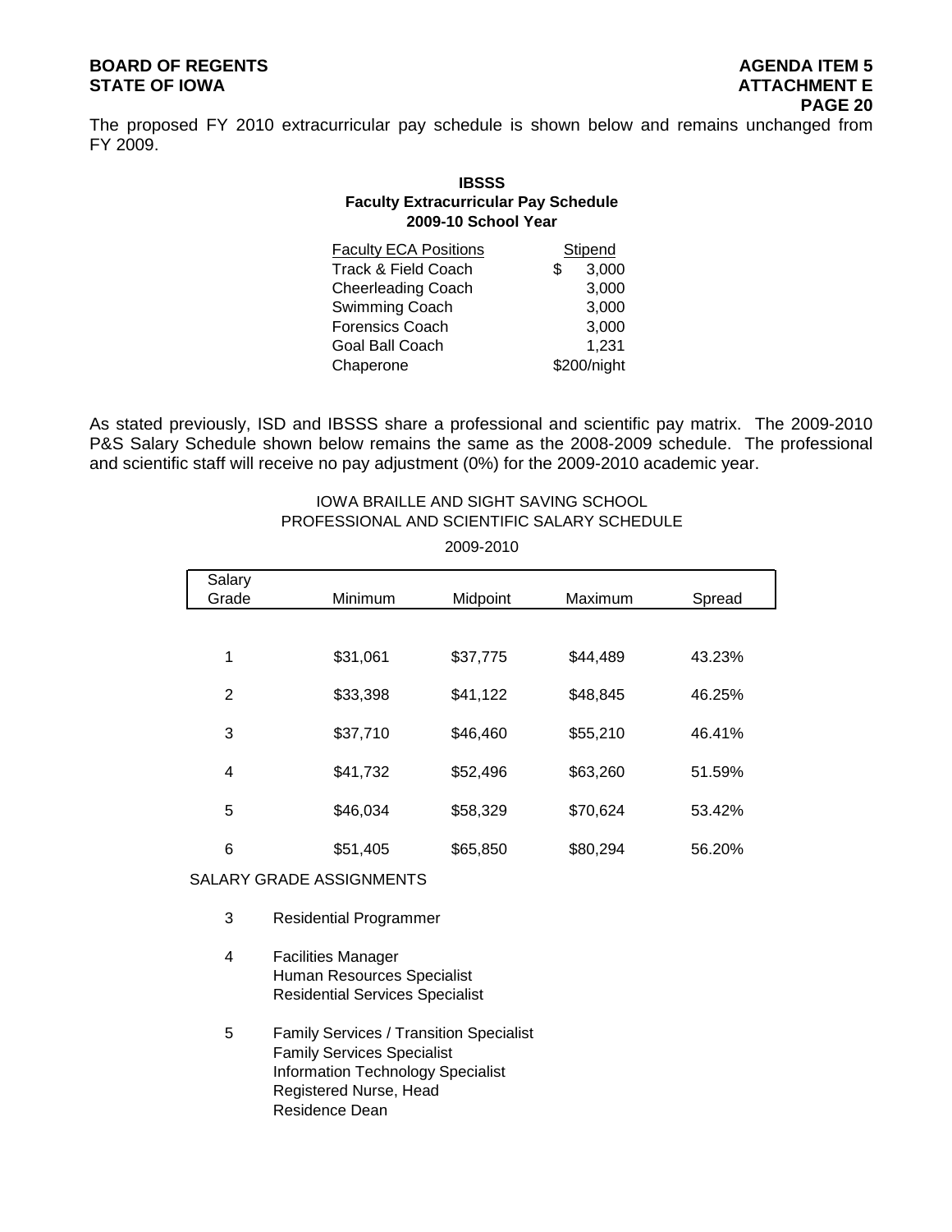The proposed FY 2010 extracurricular pay schedule is shown below and remains unchanged from FY 2009.

**IBSSS**
**Faculty Extracurricular Pay Schedule**
**2009-10 School Year**

| Faculty ECA Positions | Stipend |
|---|---|
| Track & Field Coach | $ 3,000 |
| Cheerleading Coach | 3,000 |
| Swimming Coach | 3,000 |
| Forensics Coach | 3,000 |
| Goal Ball Coach | 1,231 |
| Chaperone | $200/night |

As stated previously, ISD and IBSSS share a professional and scientific pay matrix. The 2009-2010 P&S Salary Schedule shown below remains the same as the 2008-2009 schedule. The professional and scientific staff will receive no pay adjustment (0%) for the 2009-2010 academic year.

IOWA BRAILLE AND SIGHT SAVING SCHOOL
PROFESSIONAL AND SCIENTIFIC SALARY SCHEDULE

2009-2010

| Salary Grade | Minimum | Midpoint | Maximum | Spread |
|---|---|---|---|---|
| 1 | $31,061 | $37,775 | $44,489 | 43.23% |
| 2 | $33,398 | $41,122 | $48,845 | 46.25% |
| 3 | $37,710 | $46,460 | $55,210 | 46.41% |
| 4 | $41,732 | $52,496 | $63,260 | 51.59% |
| 5 | $46,034 | $58,329 | $70,624 | 53.42% |
| 6 | $51,405 | $65,850 | $80,294 | 56.20% |

SALARY GRADE ASSIGNMENTS

3 Residential Programmer

4 Facilities Manager
Human Resources Specialist
Residential Services Specialist

5 Family Services / Transition Specialist
Family Services Specialist
Information Technology Specialist
Registered Nurse, Head
Residence Dean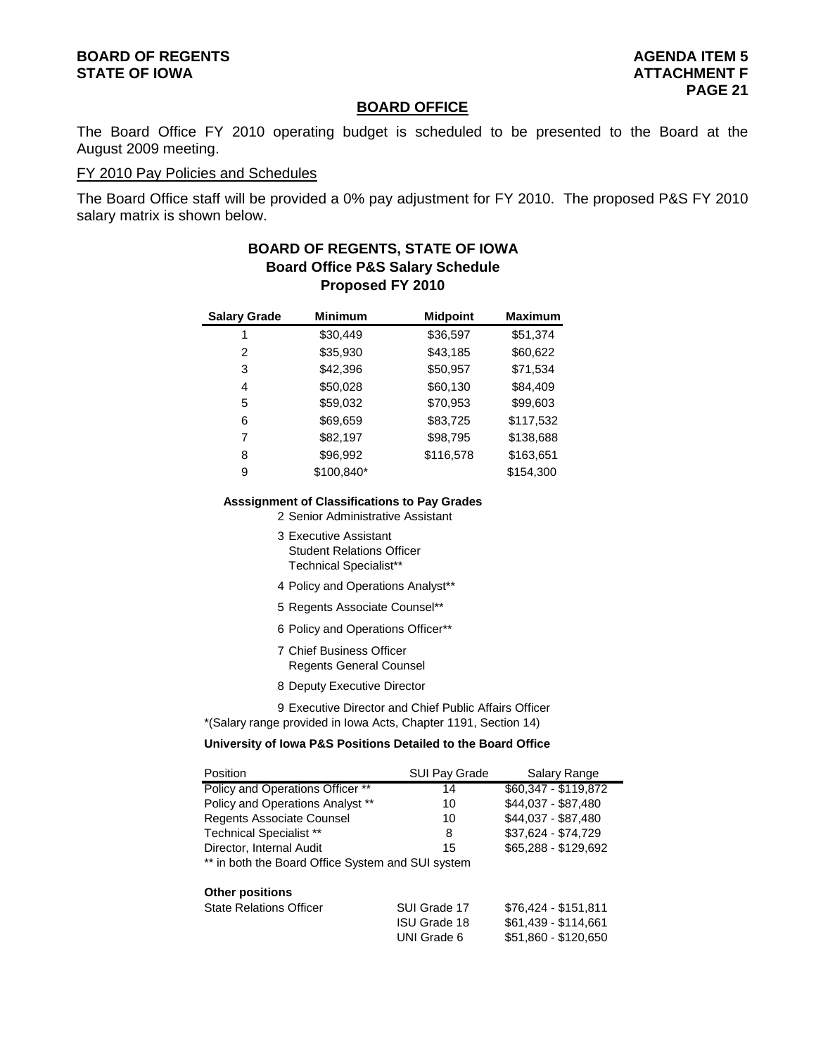## BOARD OFFICE

The Board Office FY 2010 operating budget is scheduled to be presented to the Board at the August 2009 meeting.

FY 2010 Pay Policies and Schedules

The Board Office staff will be provided a 0% pay adjustment for FY 2010. The proposed P&S FY 2010 salary matrix is shown below.

### BOARD OF REGENTS, STATE OF IOWA
### Board Office P&S Salary Schedule
### Proposed FY 2010

| Salary Grade | Minimum | Midpoint | Maximum |
|---|---|---|---|
| 1 | $30,449 | $36,597 | $51,374 |
| 2 | $35,930 | $43,185 | $60,622 |
| 3 | $42,396 | $50,957 | $71,534 |
| 4 | $50,028 | $60,130 | $84,409 |
| 5 | $59,032 | $70,953 | $99,603 |
| 6 | $69,659 | $83,725 | $117,532 |
| 7 | $82,197 | $98,795 | $138,688 |
| 8 | $96,992 | $116,578 | $163,651 |
| 9 | $100,840* | | $154,300 |

**Asssignment of Classifications to Pay Grades**

2 Senior Administrative Assistant

3 Executive Assistant
Student Relations Officer
Technical Specialist**

4 Policy and Operations Analyst**

5 Regents Associate Counsel**

6 Policy and Operations Officer**

7 Chief Business Officer
Regents General Counsel

8 Deputy Executive Director

9 Executive Director and Chief Public Affairs Officer

*(Salary range provided in Iowa Acts, Chapter 1191, Section 14)

**University of Iowa P&S Positions Detailed to the Board Office**

| Position | SUI Pay Grade | Salary Range |
|---|---|---|
| Policy and Operations Officer ** | 14 | $60,347 - $119,872 |
| Policy and Operations Analyst ** | 10 | $44,037 - $87,480 |
| Regents Associate Counsel | 10 | $44,037 - $87,480 |
| Technical Specialist ** | 8 | $37,624 - $74,729 |
| Director, Internal Audit | 15 | $65,288 - $129,692 |

** in both the Board Office System and SUI system

**Other positions**

| | | |
|---|---|---|
| State Relations Officer | SUI Grade 17 | $76,424 - $151,811 |
| | ISU Grade 18 | $61,439 - $114,661 |
| | UNI Grade 6 | $51,860 - $120,650 |